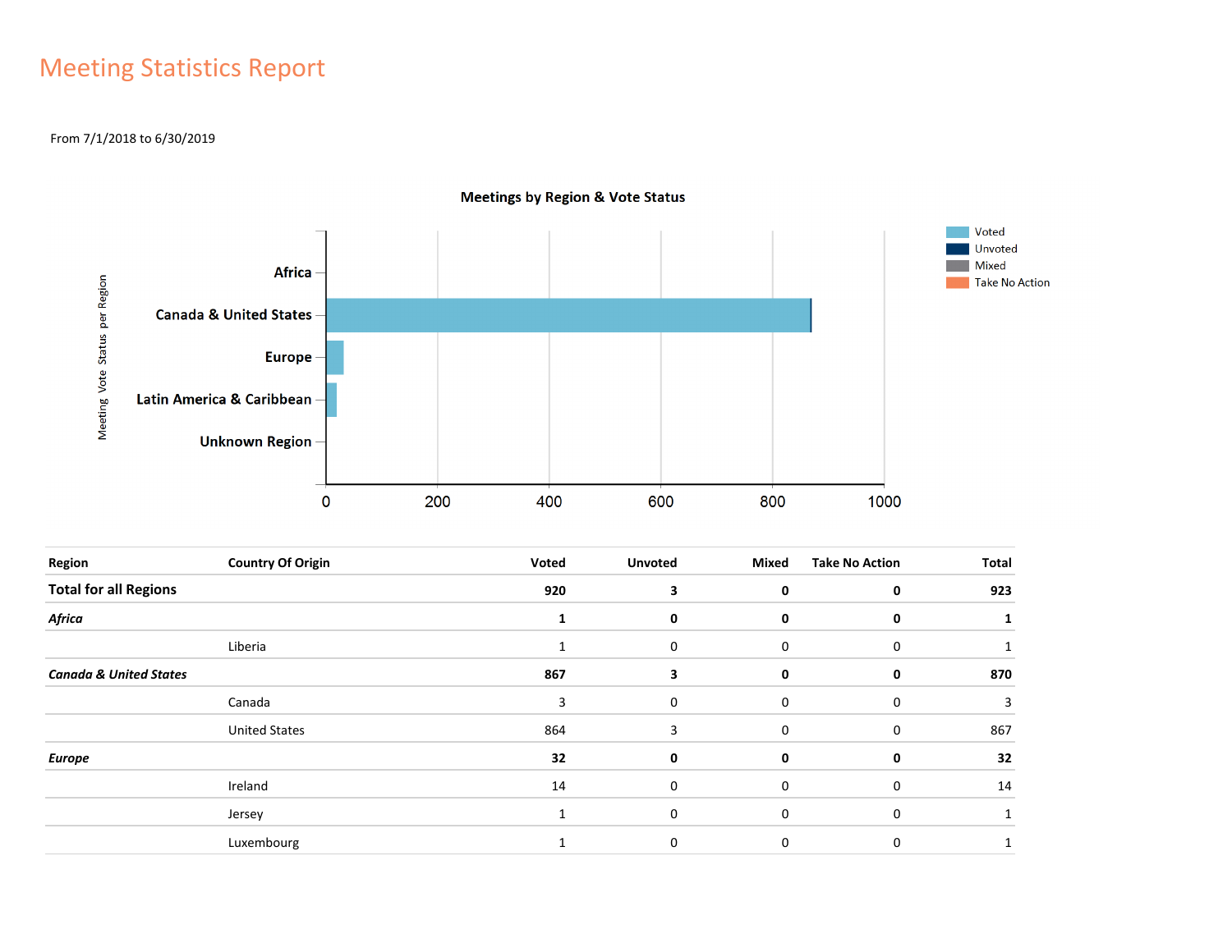# Meeting Statistics Report

From 7/1/2018 to 6/30/2019

**Meetings by Region & Vote Status**

| Region | Country Of Origin | Voted | Unvoted | Mixed | Take No Action | Total |
|---|---|---|---|---|---|---|
| **Total for all Regions** | | **920** | **3** | **0** | **0** | **923** |
| ***Africa*** | | **1** | **0** | **0** | **0** | **1** |
| | Liberia | 1 | 0 | 0 | 0 | 1 |
| ***Canada & United States*** | | **867** | **3** | **0** | **0** | **870** |
| | Canada | 3 | 0 | 0 | 0 | 3 |
| | United States | 864 | 3 | 0 | 0 | 867 |
| ***Europe*** | | **32** | **0** | **0** | **0** | **32** |
| | Ireland | 14 | 0 | 0 | 0 | 14 |
| | Jersey | 1 | 0 | 0 | 0 | 1 |
| | Luxembourg | 1 | 0 | 0 | 0 | 1 |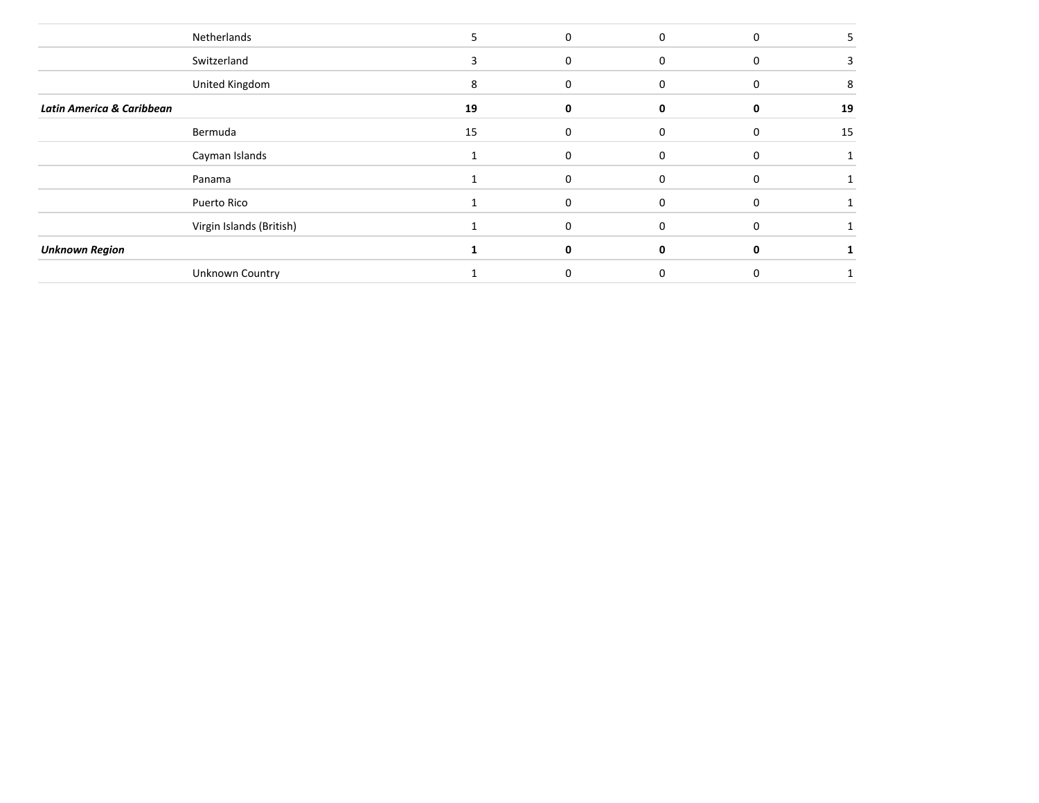| | | | | | | |
|---|---|---|---|---|---|---|
| | Netherlands | 5 | 0 | 0 | 0 | 5 |
| | Switzerland | 3 | 0 | 0 | 0 | 3 |
| | United Kingdom | 8 | 0 | 0 | 0 | 8 |
| ***Latin America & Caribbean*** | | **19** | **0** | **0** | **0** | **19** |
| | Bermuda | 15 | 0 | 0 | 0 | 15 |
| | Cayman Islands | 1 | 0 | 0 | 0 | 1 |
| | Panama | 1 | 0 | 0 | 0 | 1 |
| | Puerto Rico | 1 | 0 | 0 | 0 | 1 |
| | Virgin Islands (British) | 1 | 0 | 0 | 0 | 1 |
| ***Unknown Region*** | | **1** | **0** | **0** | **0** | **1** |
| | Unknown Country | 1 | 0 | 0 | 0 | 1 |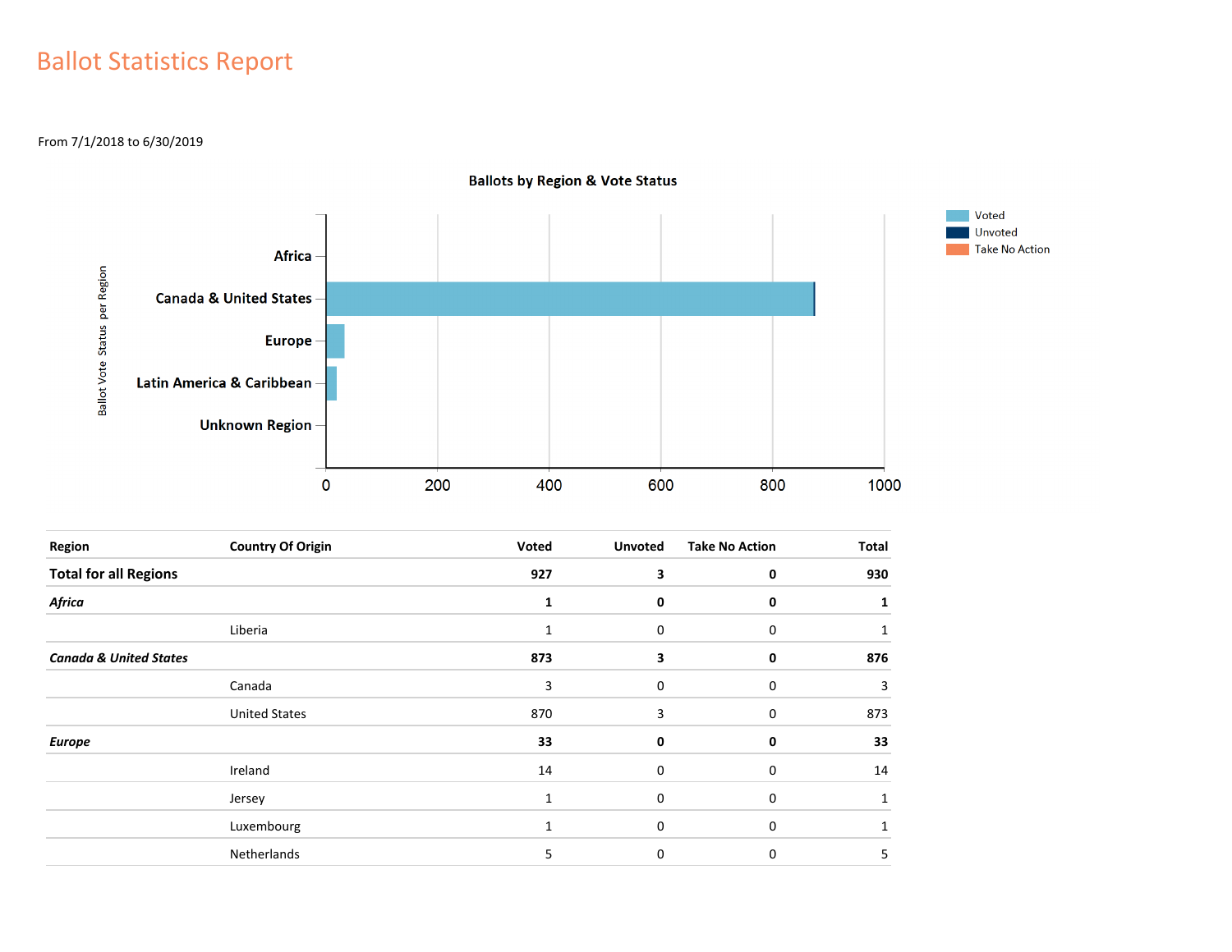# Ballot Statistics Report

From 7/1/2018 to 6/30/2019

**Ballots by Region & Vote Status**

| Region | Country Of Origin | Voted | Unvoted | Take No Action | Total |
|---|---|---|---|---|---|
| **Total for all Regions** | | **927** | **3** | **0** | **930** |
| ***Africa*** | | **1** | **0** | **0** | **1** |
| | Liberia | 1 | 0 | 0 | 1 |
| ***Canada & United States*** | | **873** | **3** | **0** | **876** |
| | Canada | 3 | 0 | 0 | 3 |
| | United States | 870 | 3 | 0 | 873 |
| ***Europe*** | | **33** | **0** | **0** | **33** |
| | Ireland | 14 | 0 | 0 | 14 |
| | Jersey | 1 | 0 | 0 | 1 |
| | Luxembourg | 1 | 0 | 0 | 1 |
| | Netherlands | 5 | 0 | 0 | 5 |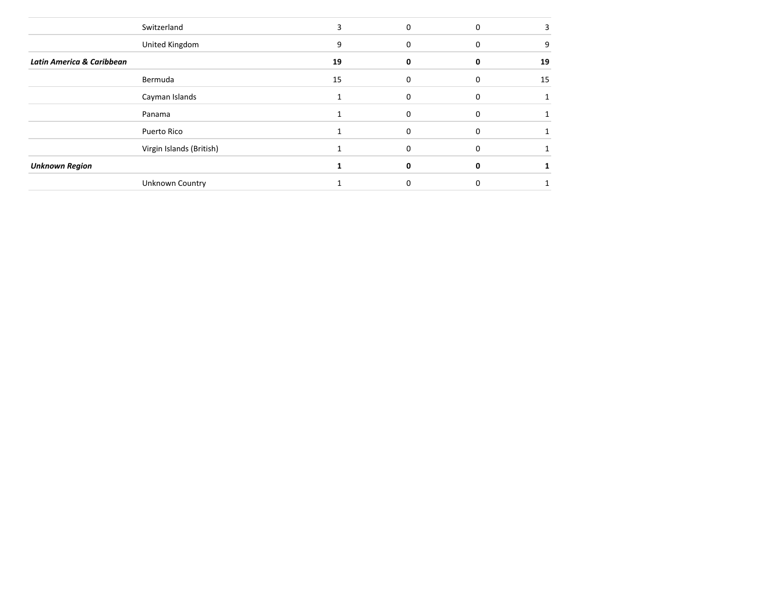| | | | | | |
|---|---|---|---|---|---|
| | Switzerland | 3 | 0 | 0 | 3 |
| | United Kingdom | 9 | 0 | 0 | 9 |
| ***Latin America & Caribbean*** | | **19** | **0** | **0** | **19** |
| | Bermuda | 15 | 0 | 0 | 15 |
| | Cayman Islands | 1 | 0 | 0 | 1 |
| | Panama | 1 | 0 | 0 | 1 |
| | Puerto Rico | 1 | 0 | 0 | 1 |
| | Virgin Islands (British) | 1 | 0 | 0 | 1 |
| ***Unknown Region*** | | **1** | **0** | **0** | **1** |
| | Unknown Country | 1 | 0 | 0 | 1 |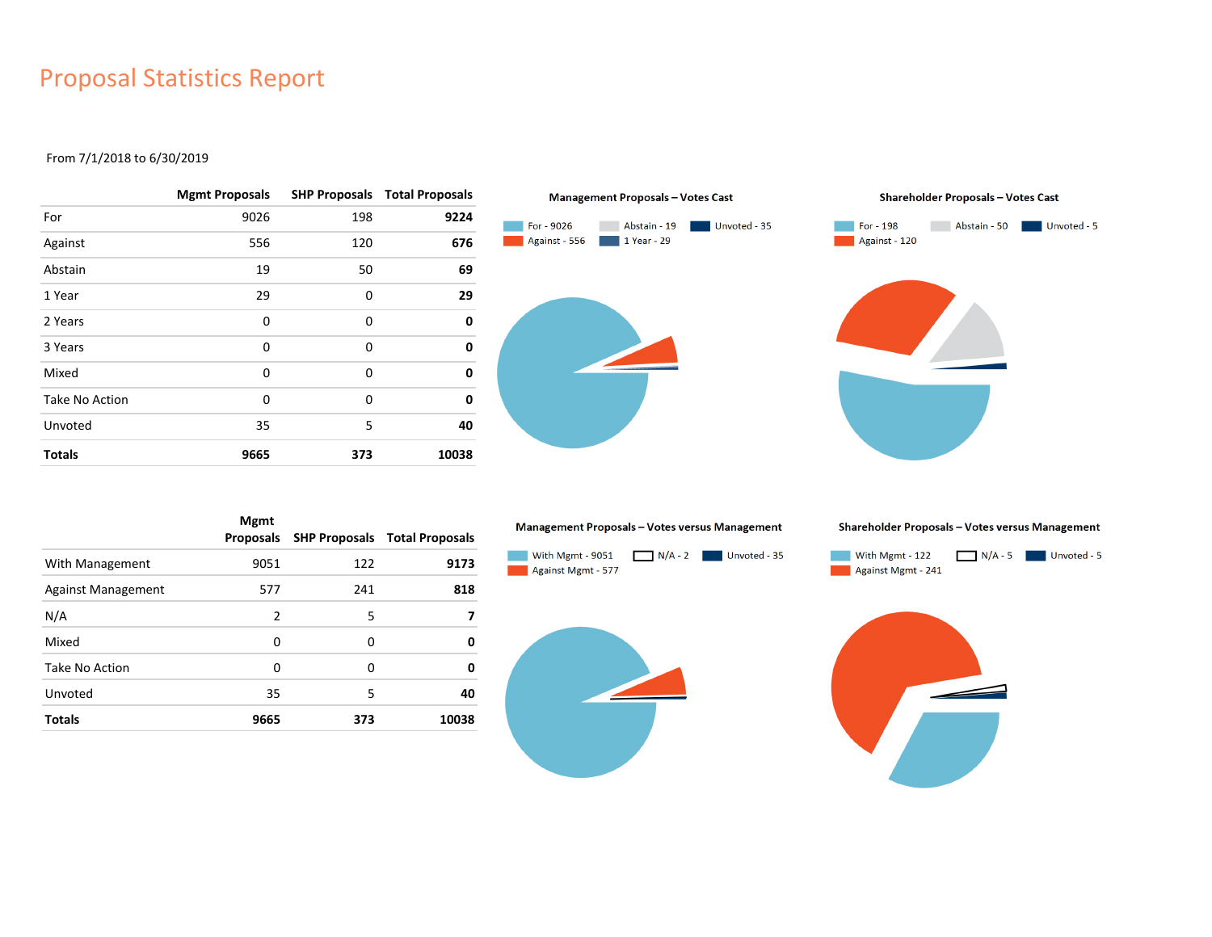# Proposal Statistics Report

From 7/1/2018 to 6/30/2019

| | Mgmt Proposals | SHP Proposals | Total Proposals |
|---|---|---|---|
| For | 9026 | 198 | **9224** |
| Against | 556 | 120 | **676** |
| Abstain | 19 | 50 | **69** |
| 1 Year | 29 | 0 | **29** |
| 2 Years | 0 | 0 | **0** |
| 3 Years | 0 | 0 | **0** |
| Mixed | 0 | 0 | **0** |
| Take No Action | 0 | 0 | **0** |
| Unvoted | 35 | 5 | **40** |
| **Totals** | **9665** | **373** | **10038** |

**Management Proposals – Votes Cast**

For - 9026, Against - 556, Abstain - 19, 1 Year - 29, Unvoted - 35

**Shareholder Proposals – Votes Cast**

For - 198, Against - 120, Abstain - 50, Unvoted - 5

| | Mgmt Proposals | SHP Proposals | Total Proposals |
|---|---|---|---|
| With Management | 9051 | 122 | **9173** |
| Against Management | 577 | 241 | **818** |
| N/A | 2 | 5 | **7** |
| Mixed | 0 | 0 | **0** |
| Take No Action | 0 | 0 | **0** |
| Unvoted | 35 | 5 | **40** |
| **Totals** | **9665** | **373** | **10038** |

**Management Proposals – Votes versus Management**

With Mgmt - 9051, Against Mgmt - 577, N/A - 2, Unvoted - 35

**Shareholder Proposals – Votes versus Management**

With Mgmt - 122, Against Mgmt - 241, N/A - 5, Unvoted - 5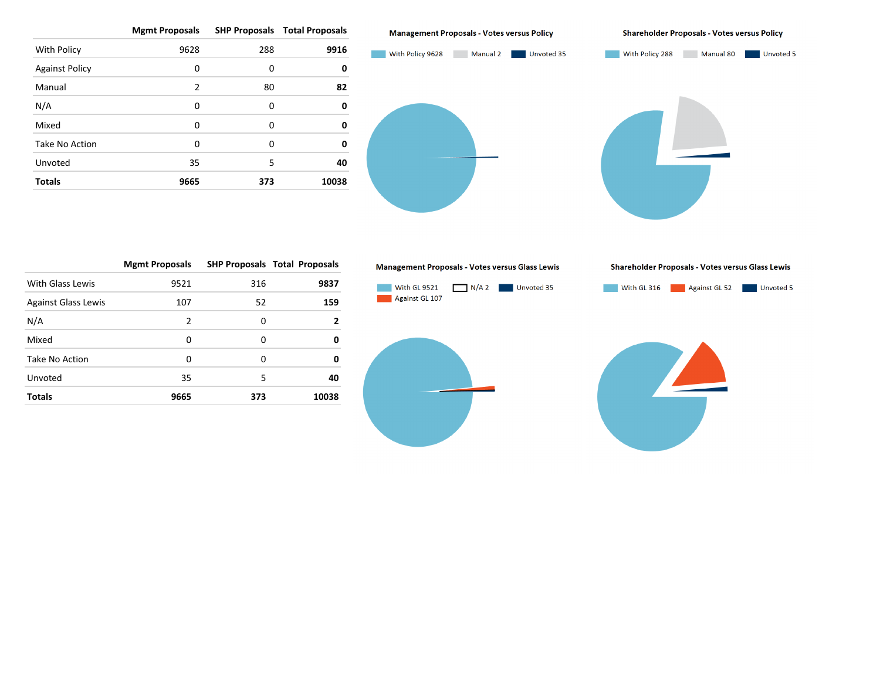| | Mgmt Proposals | SHP Proposals | Total Proposals |
|---|---|---|---|
| With Policy | 9628 | 288 | **9916** |
| Against Policy | 0 | 0 | **0** |
| Manual | 2 | 80 | **82** |
| N/A | 0 | 0 | **0** |
| Mixed | 0 | 0 | **0** |
| Take No Action | 0 | 0 | **0** |
| Unvoted | 35 | 5 | **40** |
| **Totals** | **9665** | **373** | **10038** |

**Management Proposals - Votes versus Policy**

With Policy 9628 | Manual 2 | Unvoted 35

**Shareholder Proposals - Votes versus Policy**

With Policy 288 | Manual 80 | Unvoted 5

| | Mgmt Proposals | SHP Proposals | Total Proposals |
|---|---|---|---|
| With Glass Lewis | 9521 | 316 | **9837** |
| Against Glass Lewis | 107 | 52 | **159** |
| N/A | 2 | 0 | **2** |
| Mixed | 0 | 0 | **0** |
| Take No Action | 0 | 0 | **0** |
| Unvoted | 35 | 5 | **40** |
| **Totals** | **9665** | **373** | **10038** |

**Management Proposals - Votes versus Glass Lewis**

With GL 9521 | N/A 2 | Unvoted 35 | Against GL 107

**Shareholder Proposals - Votes versus Glass Lewis**

With GL 316 | Against GL 52 | Unvoted 5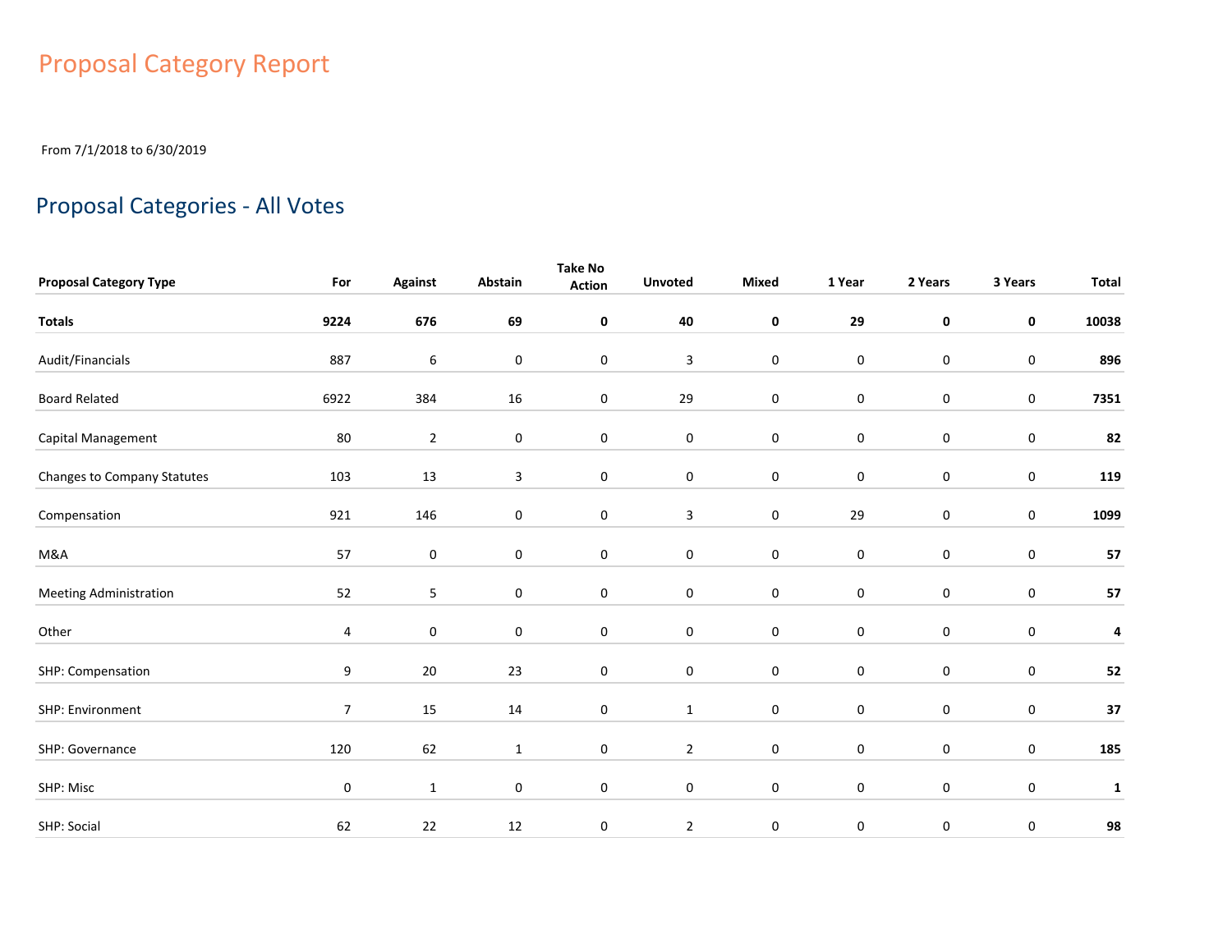# Proposal Category Report

From 7/1/2018 to 6/30/2019

## Proposal Categories - All Votes

| Proposal Category Type | For | Against | Abstain | Take No Action | Unvoted | Mixed | 1 Year | 2 Years | 3 Years | Total |
|---|---|---|---|---|---|---|---|---|---|---|
| **Totals** | **9224** | **676** | **69** | **0** | **40** | **0** | **29** | **0** | **0** | **10038** |
| Audit/Financials | 887 | 6 | 0 | 0 | 3 | 0 | 0 | 0 | 0 | **896** |
| Board Related | 6922 | 384 | 16 | 0 | 29 | 0 | 0 | 0 | 0 | **7351** |
| Capital Management | 80 | 2 | 0 | 0 | 0 | 0 | 0 | 0 | 0 | **82** |
| Changes to Company Statutes | 103 | 13 | 3 | 0 | 0 | 0 | 0 | 0 | 0 | **119** |
| Compensation | 921 | 146 | 0 | 0 | 3 | 0 | 29 | 0 | 0 | **1099** |
| M&A | 57 | 0 | 0 | 0 | 0 | 0 | 0 | 0 | 0 | **57** |
| Meeting Administration | 52 | 5 | 0 | 0 | 0 | 0 | 0 | 0 | 0 | **57** |
| Other | 4 | 0 | 0 | 0 | 0 | 0 | 0 | 0 | 0 | **4** |
| SHP: Compensation | 9 | 20 | 23 | 0 | 0 | 0 | 0 | 0 | 0 | **52** |
| SHP: Environment | 7 | 15 | 14 | 0 | 1 | 0 | 0 | 0 | 0 | **37** |
| SHP: Governance | 120 | 62 | 1 | 0 | 2 | 0 | 0 | 0 | 0 | **185** |
| SHP: Misc | 0 | 1 | 0 | 0 | 0 | 0 | 0 | 0 | 0 | **1** |
| SHP: Social | 62 | 22 | 12 | 0 | 2 | 0 | 0 | 0 | 0 | **98** |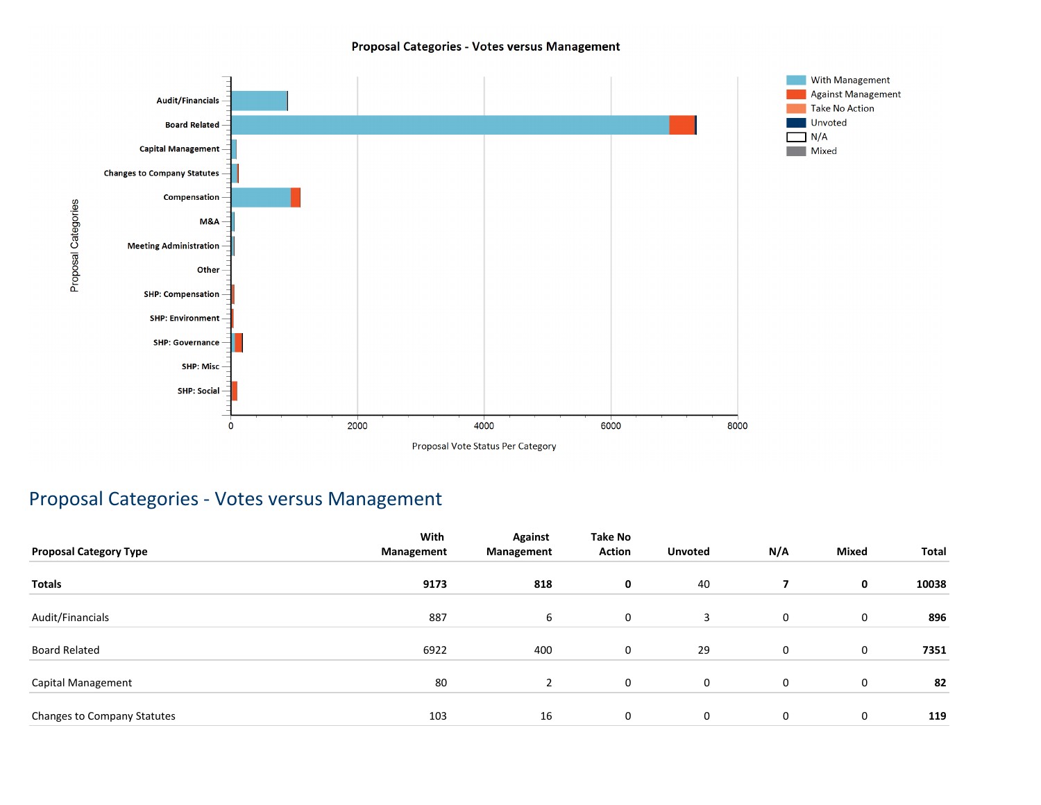Proposal Categories - Votes versus Management

## Proposal Categories - Votes versus Management

| Proposal Category Type | With Management | Against Management | Take No Action | Unvoted | N/A | Mixed | Total |
|---|---|---|---|---|---|---|---|
| **Totals** | **9173** | **818** | **0** | 40 | **7** | **0** | **10038** |
| Audit/Financials | 887 | 6 | 0 | 3 | 0 | 0 | **896** |
| Board Related | 6922 | 400 | 0 | 29 | 0 | 0 | **7351** |
| Capital Management | 80 | 2 | 0 | 0 | 0 | 0 | **82** |
| Changes to Company Statutes | 103 | 16 | 0 | 0 | 0 | 0 | **119** |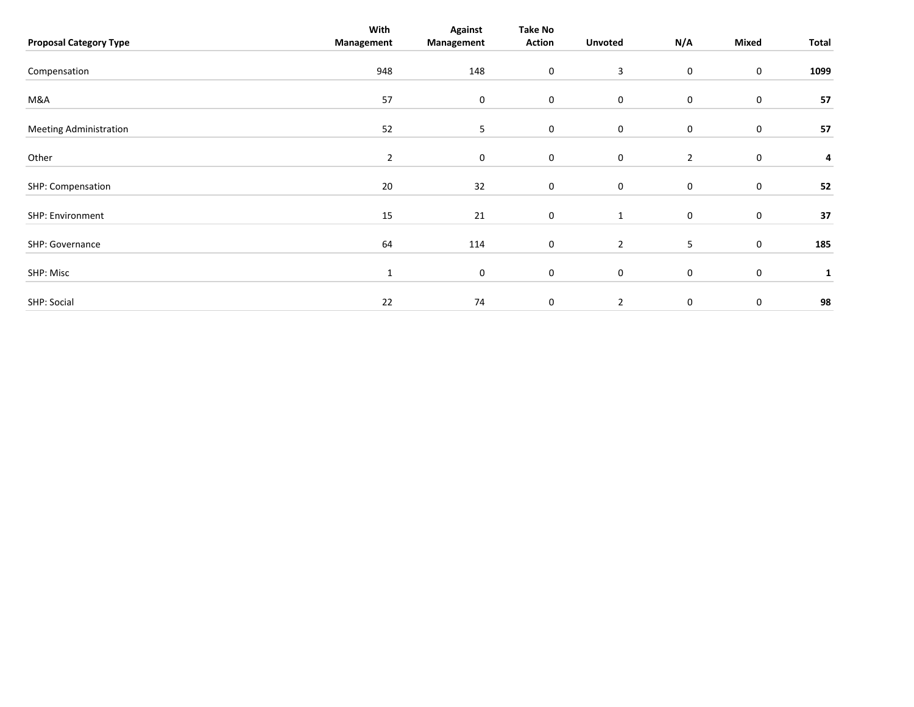| Proposal Category Type | With Management | Against Management | Take No Action | Unvoted | N/A | Mixed | Total |
|---|---|---|---|---|---|---|---|
| Compensation | 948 | 148 | 0 | 3 | 0 | 0 | **1099** |
| M&A | 57 | 0 | 0 | 0 | 0 | 0 | **57** |
| Meeting Administration | 52 | 5 | 0 | 0 | 0 | 0 | **57** |
| Other | 2 | 0 | 0 | 0 | 2 | 0 | **4** |
| SHP: Compensation | 20 | 32 | 0 | 0 | 0 | 0 | **52** |
| SHP: Environment | 15 | 21 | 0 | 1 | 0 | 0 | **37** |
| SHP: Governance | 64 | 114 | 0 | 2 | 5 | 0 | **185** |
| SHP: Misc | 1 | 0 | 0 | 0 | 0 | 0 | **1** |
| SHP: Social | 22 | 74 | 0 | 2 | 0 | 0 | **98** |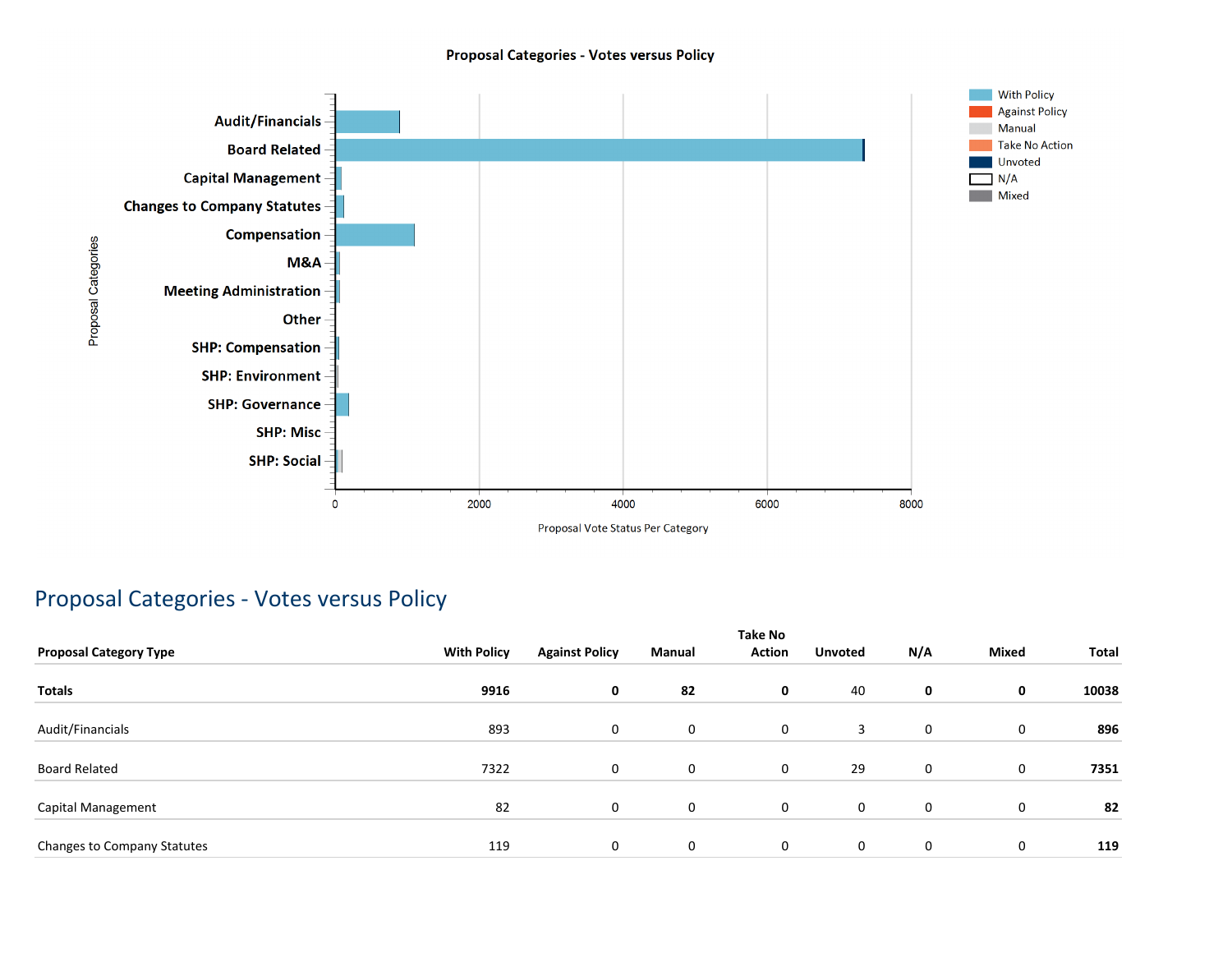Proposal Categories - Votes versus Policy

## Proposal Categories - Votes versus Policy

| Proposal Category Type | With Policy | Against Policy | Manual | Take No Action | Unvoted | N/A | Mixed | Total |
|---|---|---|---|---|---|---|---|---|
| **Totals** | **9916** | **0** | **82** | **0** | 40 | **0** | **0** | **10038** |
| Audit/Financials | 893 | 0 | 0 | 0 | 3 | 0 | 0 | **896** |
| Board Related | 7322 | 0 | 0 | 0 | 29 | 0 | 0 | **7351** |
| Capital Management | 82 | 0 | 0 | 0 | 0 | 0 | 0 | **82** |
| Changes to Company Statutes | 119 | 0 | 0 | 0 | 0 | 0 | 0 | **119** |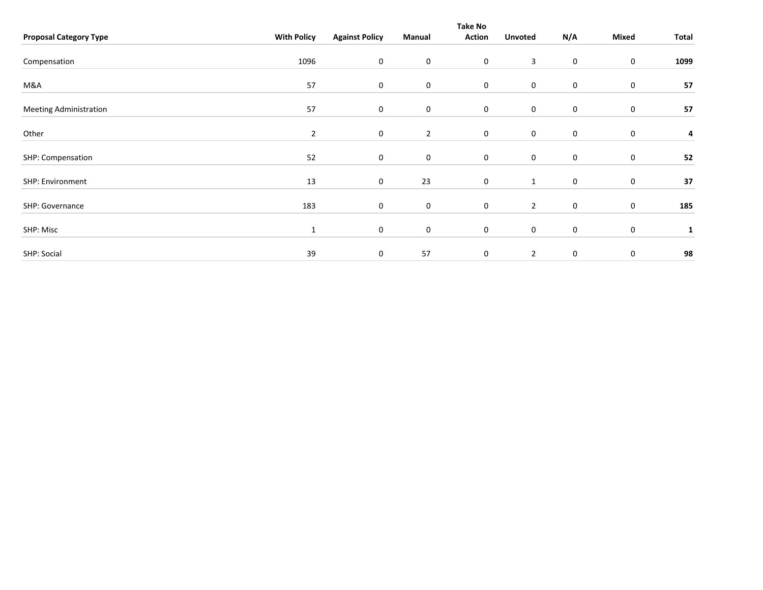| Proposal Category Type | With Policy | Against Policy | Manual | Take No Action | Unvoted | N/A | Mixed | Total |
|---|---|---|---|---|---|---|---|---|
| Compensation | 1096 | 0 | 0 | 0 | 3 | 0 | 0 | **1099** |
| M&A | 57 | 0 | 0 | 0 | 0 | 0 | 0 | **57** |
| Meeting Administration | 57 | 0 | 0 | 0 | 0 | 0 | 0 | **57** |
| Other | 2 | 0 | 2 | 0 | 0 | 0 | 0 | **4** |
| SHP: Compensation | 52 | 0 | 0 | 0 | 0 | 0 | 0 | **52** |
| SHP: Environment | 13 | 0 | 23 | 0 | 1 | 0 | 0 | **37** |
| SHP: Governance | 183 | 0 | 0 | 0 | 2 | 0 | 0 | **185** |
| SHP: Misc | 1 | 0 | 0 | 0 | 0 | 0 | 0 | **1** |
| SHP: Social | 39 | 0 | 57 | 0 | 2 | 0 | 0 | **98** |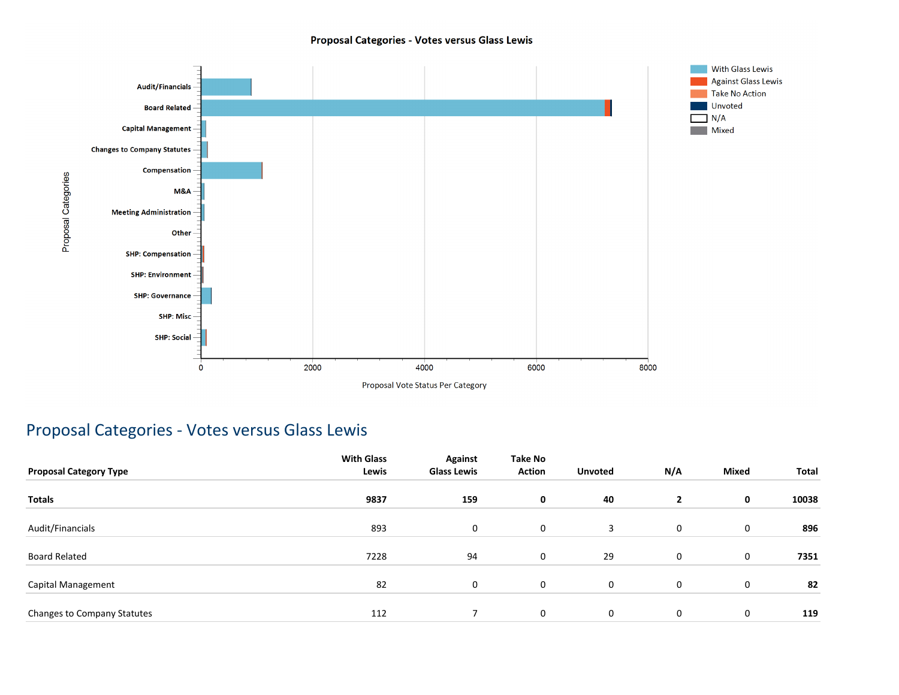**Proposal Categories - Votes versus Glass Lewis**

Proposal Categories

Audit/Financials
Board Related
Capital Management
Changes to Company Statutes
Compensation
M&A
Meeting Administration
Other
SHP: Compensation
SHP: Environment
SHP: Governance
SHP: Misc
SHP: Social

0 2000 4000 6000 8000

Proposal Vote Status Per Category

With Glass Lewis
Against Glass Lewis
Take No Action
Unvoted
N/A
Mixed

# Proposal Categories - Votes versus Glass Lewis

| Proposal Category Type | With Glass Lewis | Against Glass Lewis | Take No Action | Unvoted | N/A | Mixed | Total |
|---|---|---|---|---|---|---|---|
| **Totals** | **9837** | **159** | **0** | **40** | **2** | **0** | **10038** |
| Audit/Financials | 893 | 0 | 0 | 3 | 0 | 0 | **896** |
| Board Related | 7228 | 94 | 0 | 29 | 0 | 0 | **7351** |
| Capital Management | 82 | 0 | 0 | 0 | 0 | 0 | **82** |
| Changes to Company Statutes | 112 | 7 | 0 | 0 | 0 | 0 | **119** |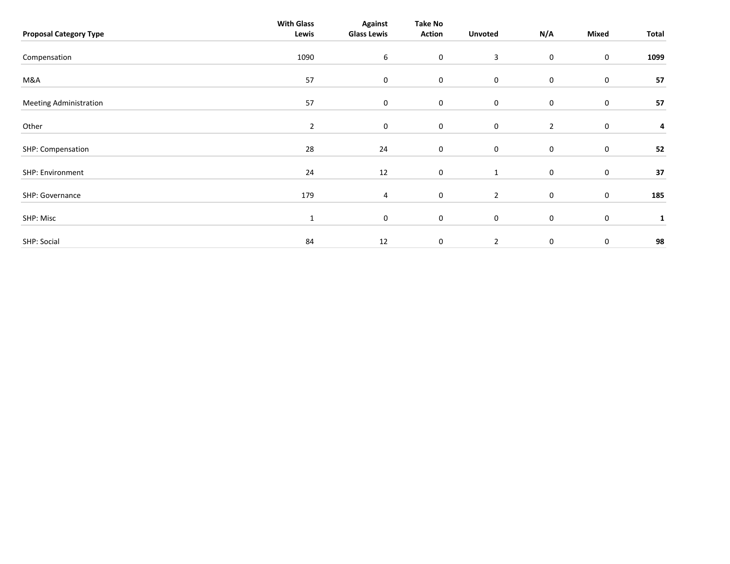| **Proposal Category Type** | **With Glass Lewis** | **Against Glass Lewis** | **Take No Action** | **Unvoted** | **N/A** | **Mixed** | **Total** |
|---|---|---|---|---|---|---|---|
| Compensation | 1090 | 6 | 0 | 3 | 0 | 0 | **1099** |
| M&A | 57 | 0 | 0 | 0 | 0 | 0 | **57** |
| Meeting Administration | 57 | 0 | 0 | 0 | 0 | 0 | **57** |
| Other | 2 | 0 | 0 | 0 | 2 | 0 | **4** |
| SHP: Compensation | 28 | 24 | 0 | 0 | 0 | 0 | **52** |
| SHP: Environment | 24 | 12 | 0 | 1 | 0 | 0 | **37** |
| SHP: Governance | 179 | 4 | 0 | 2 | 0 | 0 | **185** |
| SHP: Misc | 1 | 0 | 0 | 0 | 0 | 0 | **1** |
| SHP: Social | 84 | 12 | 0 | 2 | 0 | 0 | **98** |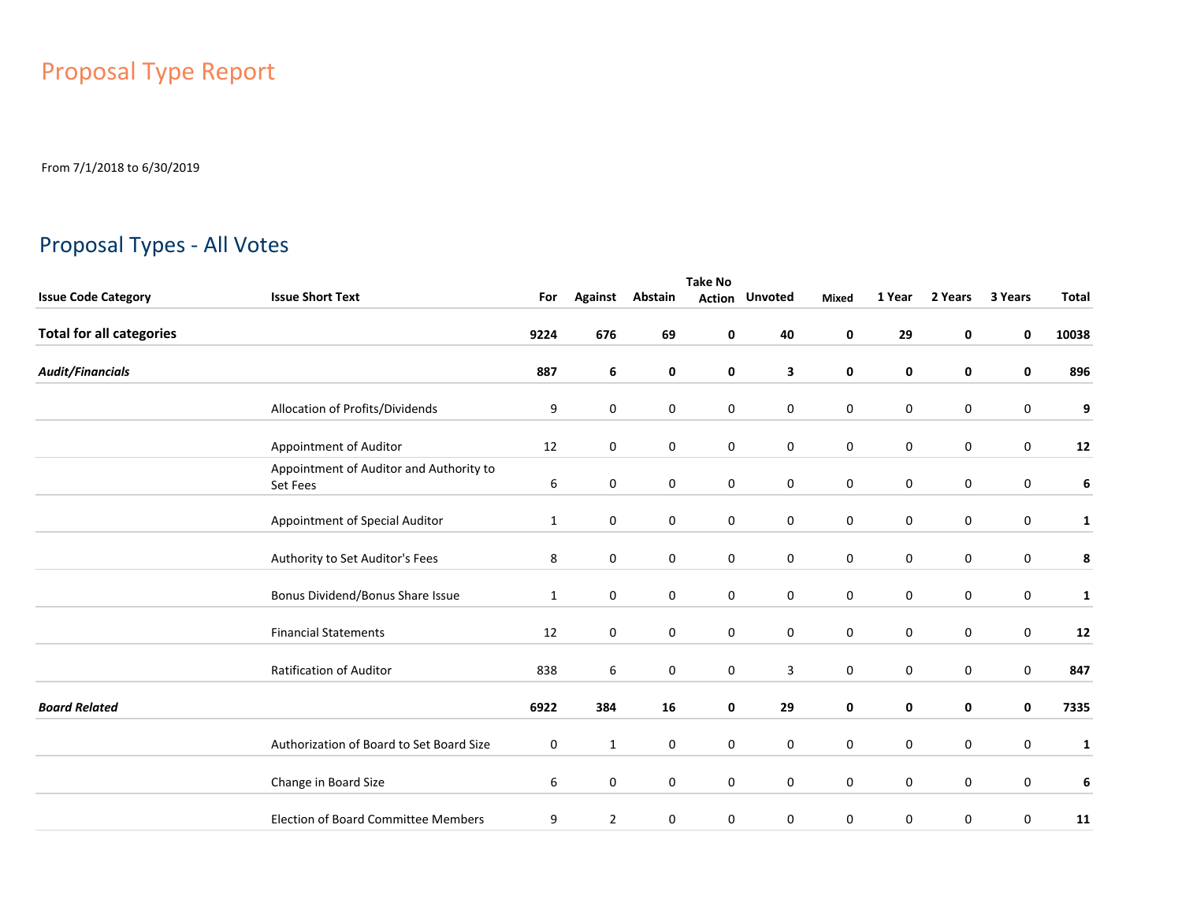# Proposal Type Report

From 7/1/2018 to 6/30/2019

## Proposal Types - All Votes

| Issue Code Category | Issue Short Text | For | Against | Abstain | Take No Action | Unvoted | Mixed | 1 Year | 2 Years | 3 Years | Total |
|---|---|---|---|---|---|---|---|---|---|---|---|
| **Total for all categories** | | **9224** | **676** | **69** | **0** | **40** | **0** | **29** | **0** | **0** | **10038** |
| ***Audit/Financials*** | | **887** | **6** | **0** | **0** | **3** | **0** | **0** | **0** | **0** | **896** |
| | Allocation of Profits/Dividends | 9 | 0 | 0 | 0 | 0 | 0 | 0 | 0 | 0 | **9** |
| | Appointment of Auditor | 12 | 0 | 0 | 0 | 0 | 0 | 0 | 0 | 0 | **12** |
| | Appointment of Auditor and Authority to Set Fees | 6 | 0 | 0 | 0 | 0 | 0 | 0 | 0 | 0 | **6** |
| | Appointment of Special Auditor | 1 | 0 | 0 | 0 | 0 | 0 | 0 | 0 | 0 | **1** |
| | Authority to Set Auditor's Fees | 8 | 0 | 0 | 0 | 0 | 0 | 0 | 0 | 0 | **8** |
| | Bonus Dividend/Bonus Share Issue | 1 | 0 | 0 | 0 | 0 | 0 | 0 | 0 | 0 | **1** |
| | Financial Statements | 12 | 0 | 0 | 0 | 0 | 0 | 0 | 0 | 0 | **12** |
| | Ratification of Auditor | 838 | 6 | 0 | 0 | 3 | 0 | 0 | 0 | 0 | **847** |
| ***Board Related*** | | **6922** | **384** | **16** | **0** | **29** | **0** | **0** | **0** | **0** | **7335** |
| | Authorization of Board to Set Board Size | 0 | 1 | 0 | 0 | 0 | 0 | 0 | 0 | 0 | **1** |
| | Change in Board Size | 6 | 0 | 0 | 0 | 0 | 0 | 0 | 0 | 0 | **6** |
| | Election of Board Committee Members | 9 | 2 | 0 | 0 | 0 | 0 | 0 | 0 | 0 | **11** |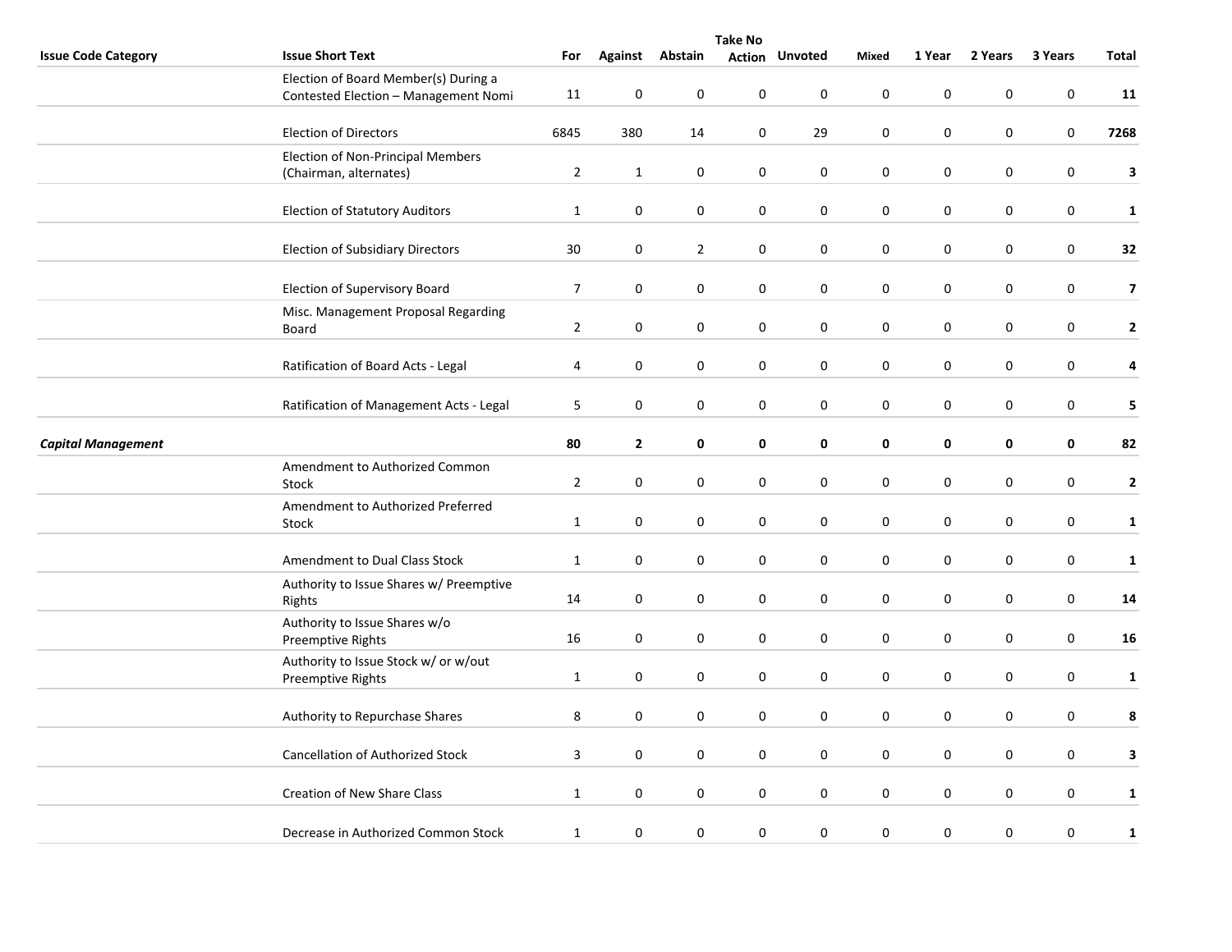| Issue Code Category | Issue Short Text | For | Against | Abstain | Take No Action | Unvoted | Mixed | 1 Year | 2 Years | 3 Years | Total |
|---|---|---|---|---|---|---|---|---|---|---|---|
| | Election of Board Member(s) During a Contested Election – Management Nomi | 11 | 0 | 0 | 0 | 0 | 0 | 0 | 0 | 0 | **11** |
| | Election of Directors | 6845 | 380 | 14 | 0 | 29 | 0 | 0 | 0 | 0 | **7268** |
| | Election of Non-Principal Members (Chairman, alternates) | 2 | 1 | 0 | 0 | 0 | 0 | 0 | 0 | 0 | **3** |
| | Election of Statutory Auditors | 1 | 0 | 0 | 0 | 0 | 0 | 0 | 0 | 0 | **1** |
| | Election of Subsidiary Directors | 30 | 0 | 2 | 0 | 0 | 0 | 0 | 0 | 0 | **32** |
| | Election of Supervisory Board | 7 | 0 | 0 | 0 | 0 | 0 | 0 | 0 | 0 | **7** |
| | Misc. Management Proposal Regarding Board | 2 | 0 | 0 | 0 | 0 | 0 | 0 | 0 | 0 | **2** |
| | Ratification of Board Acts - Legal | 4 | 0 | 0 | 0 | 0 | 0 | 0 | 0 | 0 | **4** |
| | Ratification of Management Acts - Legal | 5 | 0 | 0 | 0 | 0 | 0 | 0 | 0 | 0 | **5** |
| ***Capital Management*** | | **80** | **2** | **0** | **0** | **0** | **0** | **0** | **0** | **0** | **82** |
| | Amendment to Authorized Common Stock | 2 | 0 | 0 | 0 | 0 | 0 | 0 | 0 | 0 | **2** |
| | Amendment to Authorized Preferred Stock | 1 | 0 | 0 | 0 | 0 | 0 | 0 | 0 | 0 | **1** |
| | Amendment to Dual Class Stock | 1 | 0 | 0 | 0 | 0 | 0 | 0 | 0 | 0 | **1** |
| | Authority to Issue Shares w/ Preemptive Rights | 14 | 0 | 0 | 0 | 0 | 0 | 0 | 0 | 0 | **14** |
| | Authority to Issue Shares w/o Preemptive Rights | 16 | 0 | 0 | 0 | 0 | 0 | 0 | 0 | 0 | **16** |
| | Authority to Issue Stock w/ or w/out Preemptive Rights | 1 | 0 | 0 | 0 | 0 | 0 | 0 | 0 | 0 | **1** |
| | Authority to Repurchase Shares | 8 | 0 | 0 | 0 | 0 | 0 | 0 | 0 | 0 | **8** |
| | Cancellation of Authorized Stock | 3 | 0 | 0 | 0 | 0 | 0 | 0 | 0 | 0 | **3** |
| | Creation of New Share Class | 1 | 0 | 0 | 0 | 0 | 0 | 0 | 0 | 0 | **1** |
| | Decrease in Authorized Common Stock | 1 | 0 | 0 | 0 | 0 | 0 | 0 | 0 | 0 | **1** |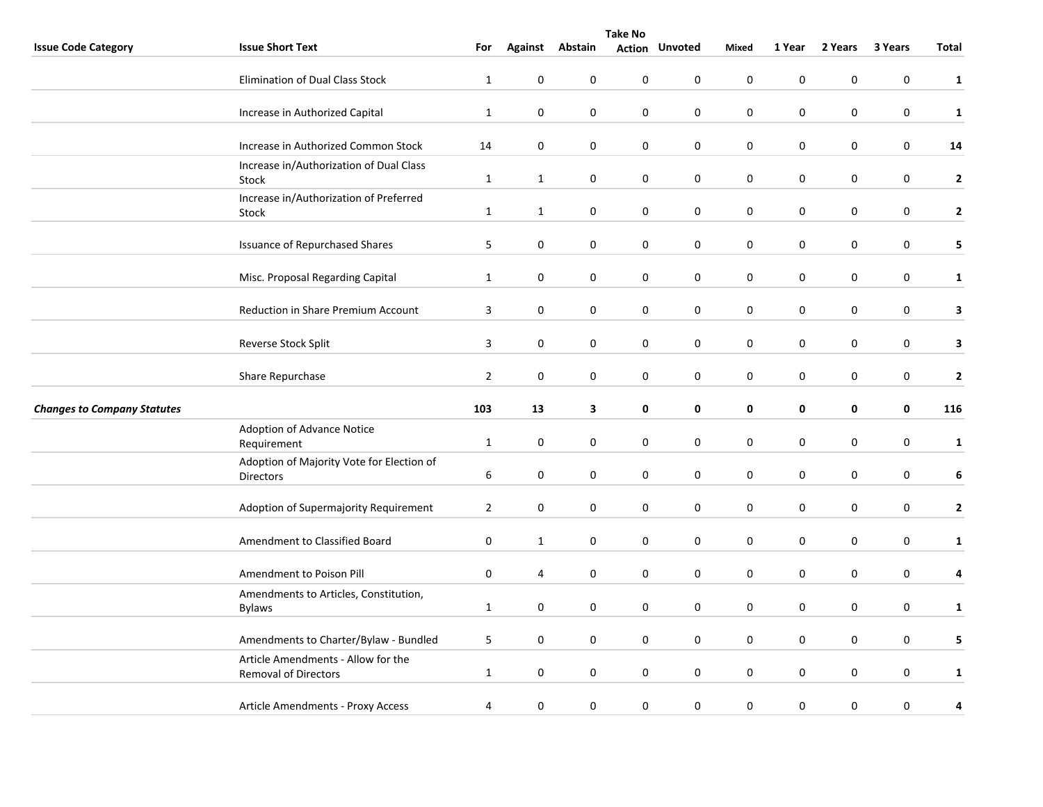| Issue Code Category | Issue Short Text | For | Against | Abstain | Take No Action | Unvoted | Mixed | 1 Year | 2 Years | 3 Years | Total |
|---|---|---|---|---|---|---|---|---|---|---|---|
| | Elimination of Dual Class Stock | 1 | 0 | 0 | 0 | 0 | 0 | 0 | 0 | 0 | **1** |
| | Increase in Authorized Capital | 1 | 0 | 0 | 0 | 0 | 0 | 0 | 0 | 0 | **1** |
| | Increase in Authorized Common Stock | 14 | 0 | 0 | 0 | 0 | 0 | 0 | 0 | 0 | **14** |
| | Increase in/Authorization of Dual Class Stock | 1 | 1 | 0 | 0 | 0 | 0 | 0 | 0 | 0 | **2** |
| | Increase in/Authorization of Preferred Stock | 1 | 1 | 0 | 0 | 0 | 0 | 0 | 0 | 0 | **2** |
| | Issuance of Repurchased Shares | 5 | 0 | 0 | 0 | 0 | 0 | 0 | 0 | 0 | **5** |
| | Misc. Proposal Regarding Capital | 1 | 0 | 0 | 0 | 0 | 0 | 0 | 0 | 0 | **1** |
| | Reduction in Share Premium Account | 3 | 0 | 0 | 0 | 0 | 0 | 0 | 0 | 0 | **3** |
| | Reverse Stock Split | 3 | 0 | 0 | 0 | 0 | 0 | 0 | 0 | 0 | **3** |
| | Share Repurchase | 2 | 0 | 0 | 0 | 0 | 0 | 0 | 0 | 0 | **2** |
| ***Changes to Company Statutes*** | | **103** | **13** | **3** | **0** | **0** | **0** | **0** | **0** | **0** | **116** |
| | Adoption of Advance Notice Requirement | 1 | 0 | 0 | 0 | 0 | 0 | 0 | 0 | 0 | **1** |
| | Adoption of Majority Vote for Election of Directors | 6 | 0 | 0 | 0 | 0 | 0 | 0 | 0 | 0 | **6** |
| | Adoption of Supermajority Requirement | 2 | 0 | 0 | 0 | 0 | 0 | 0 | 0 | 0 | **2** |
| | Amendment to Classified Board | 0 | 1 | 0 | 0 | 0 | 0 | 0 | 0 | 0 | **1** |
| | Amendment to Poison Pill | 0 | 4 | 0 | 0 | 0 | 0 | 0 | 0 | 0 | **4** |
| | Amendments to Articles, Constitution, Bylaws | 1 | 0 | 0 | 0 | 0 | 0 | 0 | 0 | 0 | **1** |
| | Amendments to Charter/Bylaw - Bundled | 5 | 0 | 0 | 0 | 0 | 0 | 0 | 0 | 0 | **5** |
| | Article Amendments - Allow for the Removal of Directors | 1 | 0 | 0 | 0 | 0 | 0 | 0 | 0 | 0 | **1** |
| | Article Amendments - Proxy Access | 4 | 0 | 0 | 0 | 0 | 0 | 0 | 0 | 0 | **4** |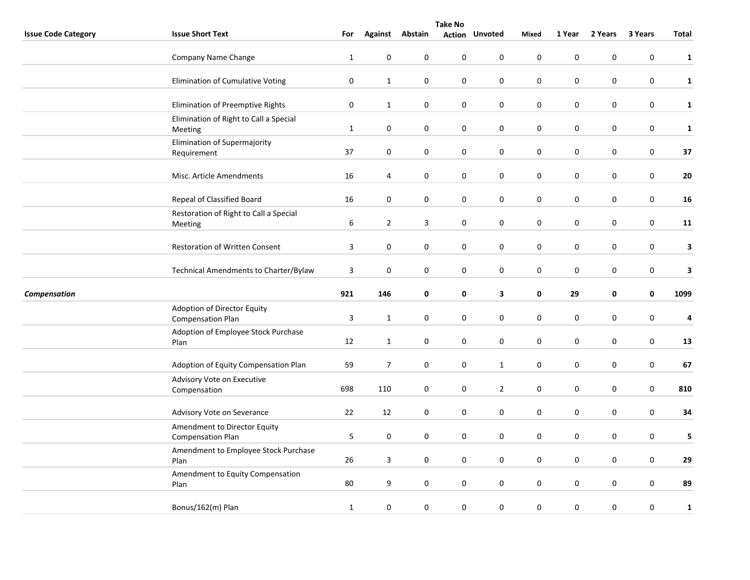| Issue Code Category | Issue Short Text | For | Against | Abstain | Take No Action | Unvoted | Mixed | 1 Year | 2 Years | 3 Years | Total |
|---|---|---|---|---|---|---|---|---|---|---|---|
| | Company Name Change | 1 | 0 | 0 | 0 | 0 | 0 | 0 | 0 | 0 | **1** |
| | Elimination of Cumulative Voting | 0 | 1 | 0 | 0 | 0 | 0 | 0 | 0 | 0 | **1** |
| | Elimination of Preemptive Rights | 0 | 1 | 0 | 0 | 0 | 0 | 0 | 0 | 0 | **1** |
| | Elimination of Right to Call a Special Meeting | 1 | 0 | 0 | 0 | 0 | 0 | 0 | 0 | 0 | **1** |
| | Elimination of Supermajority Requirement | 37 | 0 | 0 | 0 | 0 | 0 | 0 | 0 | 0 | **37** |
| | Misc. Article Amendments | 16 | 4 | 0 | 0 | 0 | 0 | 0 | 0 | 0 | **20** |
| | Repeal of Classified Board | 16 | 0 | 0 | 0 | 0 | 0 | 0 | 0 | 0 | **16** |
| | Restoration of Right to Call a Special Meeting | 6 | 2 | 3 | 0 | 0 | 0 | 0 | 0 | 0 | **11** |
| | Restoration of Written Consent | 3 | 0 | 0 | 0 | 0 | 0 | 0 | 0 | 0 | **3** |
| | Technical Amendments to Charter/Bylaw | 3 | 0 | 0 | 0 | 0 | 0 | 0 | 0 | 0 | **3** |
| ***Compensation*** | | **921** | **146** | **0** | **0** | **3** | **0** | **29** | **0** | **0** | **1099** |
| | Adoption of Director Equity Compensation Plan | 3 | 1 | 0 | 0 | 0 | 0 | 0 | 0 | 0 | **4** |
| | Adoption of Employee Stock Purchase Plan | 12 | 1 | 0 | 0 | 0 | 0 | 0 | 0 | 0 | **13** |
| | Adoption of Equity Compensation Plan | 59 | 7 | 0 | 0 | 1 | 0 | 0 | 0 | 0 | **67** |
| | Advisory Vote on Executive Compensation | 698 | 110 | 0 | 0 | 2 | 0 | 0 | 0 | 0 | **810** |
| | Advisory Vote on Severance | 22 | 12 | 0 | 0 | 0 | 0 | 0 | 0 | 0 | **34** |
| | Amendment to Director Equity Compensation Plan | 5 | 0 | 0 | 0 | 0 | 0 | 0 | 0 | 0 | **5** |
| | Amendment to Employee Stock Purchase Plan | 26 | 3 | 0 | 0 | 0 | 0 | 0 | 0 | 0 | **29** |
| | Amendment to Equity Compensation Plan | 80 | 9 | 0 | 0 | 0 | 0 | 0 | 0 | 0 | **89** |
| | Bonus/162(m) Plan | 1 | 0 | 0 | 0 | 0 | 0 | 0 | 0 | 0 | **1** |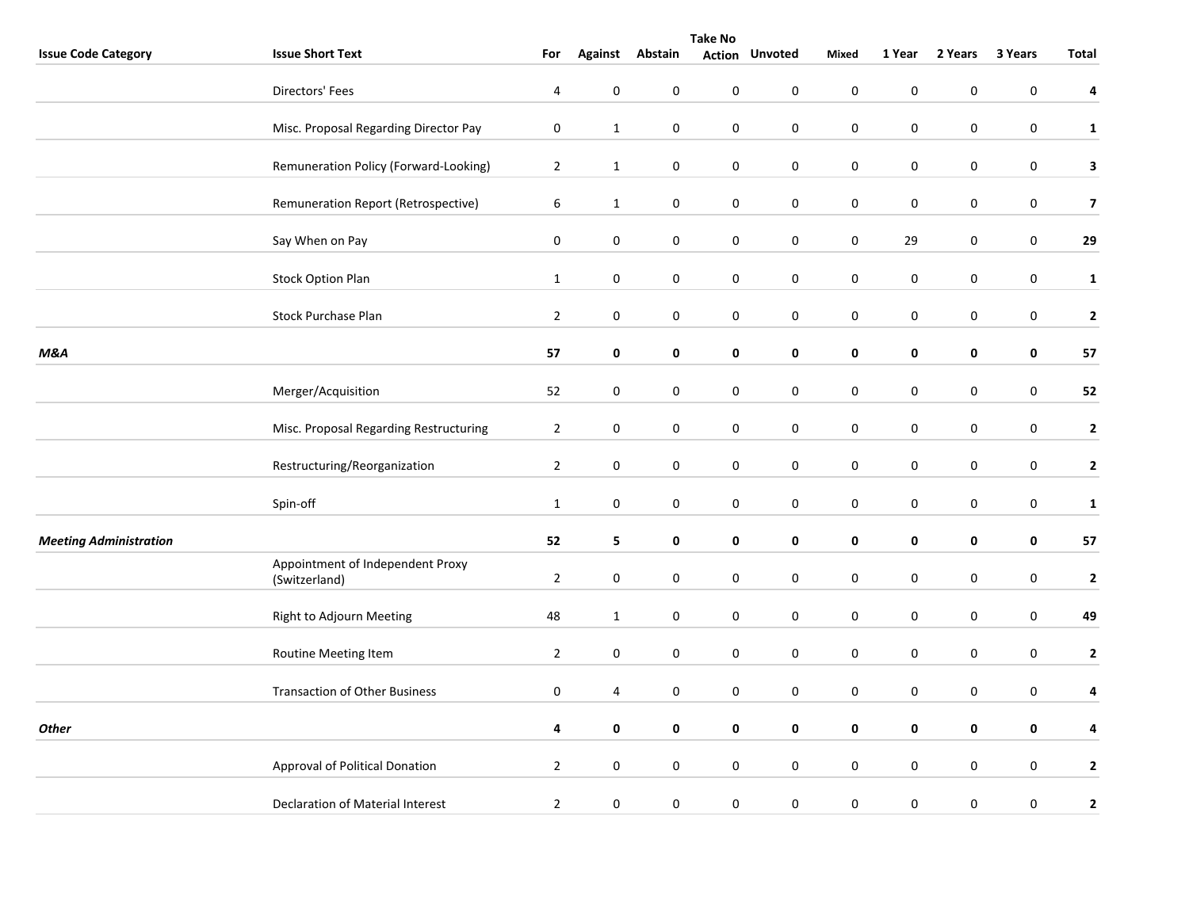| Issue Code Category | Issue Short Text | For | Against | Abstain | Take No Action | Unvoted | Mixed | 1 Year | 2 Years | 3 Years | Total |
|---|---|---|---|---|---|---|---|---|---|---|---|
| | Directors' Fees | 4 | 0 | 0 | 0 | 0 | 0 | 0 | 0 | 0 | **4** |
| | Misc. Proposal Regarding Director Pay | 0 | 1 | 0 | 0 | 0 | 0 | 0 | 0 | 0 | **1** |
| | Remuneration Policy (Forward-Looking) | 2 | 1 | 0 | 0 | 0 | 0 | 0 | 0 | 0 | **3** |
| | Remuneration Report (Retrospective) | 6 | 1 | 0 | 0 | 0 | 0 | 0 | 0 | 0 | **7** |
| | Say When on Pay | 0 | 0 | 0 | 0 | 0 | 0 | 29 | 0 | 0 | **29** |
| | Stock Option Plan | 1 | 0 | 0 | 0 | 0 | 0 | 0 | 0 | 0 | **1** |
| | Stock Purchase Plan | 2 | 0 | 0 | 0 | 0 | 0 | 0 | 0 | 0 | **2** |
| ***M&A*** | | **57** | **0** | **0** | **0** | **0** | **0** | **0** | **0** | **0** | **57** |
| | Merger/Acquisition | 52 | 0 | 0 | 0 | 0 | 0 | 0 | 0 | 0 | **52** |
| | Misc. Proposal Regarding Restructuring | 2 | 0 | 0 | 0 | 0 | 0 | 0 | 0 | 0 | **2** |
| | Restructuring/Reorganization | 2 | 0 | 0 | 0 | 0 | 0 | 0 | 0 | 0 | **2** |
| | Spin-off | 1 | 0 | 0 | 0 | 0 | 0 | 0 | 0 | 0 | **1** |
| ***Meeting Administration*** | | **52** | **5** | **0** | **0** | **0** | **0** | **0** | **0** | **0** | **57** |
| | Appointment of Independent Proxy (Switzerland) | 2 | 0 | 0 | 0 | 0 | 0 | 0 | 0 | 0 | **2** |
| | Right to Adjourn Meeting | 48 | 1 | 0 | 0 | 0 | 0 | 0 | 0 | 0 | **49** |
| | Routine Meeting Item | 2 | 0 | 0 | 0 | 0 | 0 | 0 | 0 | 0 | **2** |
| | Transaction of Other Business | 0 | 4 | 0 | 0 | 0 | 0 | 0 | 0 | 0 | **4** |
| ***Other*** | | **4** | **0** | **0** | **0** | **0** | **0** | **0** | **0** | **0** | **4** |
| | Approval of Political Donation | 2 | 0 | 0 | 0 | 0 | 0 | 0 | 0 | 0 | **2** |
| | Declaration of Material Interest | 2 | 0 | 0 | 0 | 0 | 0 | 0 | 0 | 0 | **2** |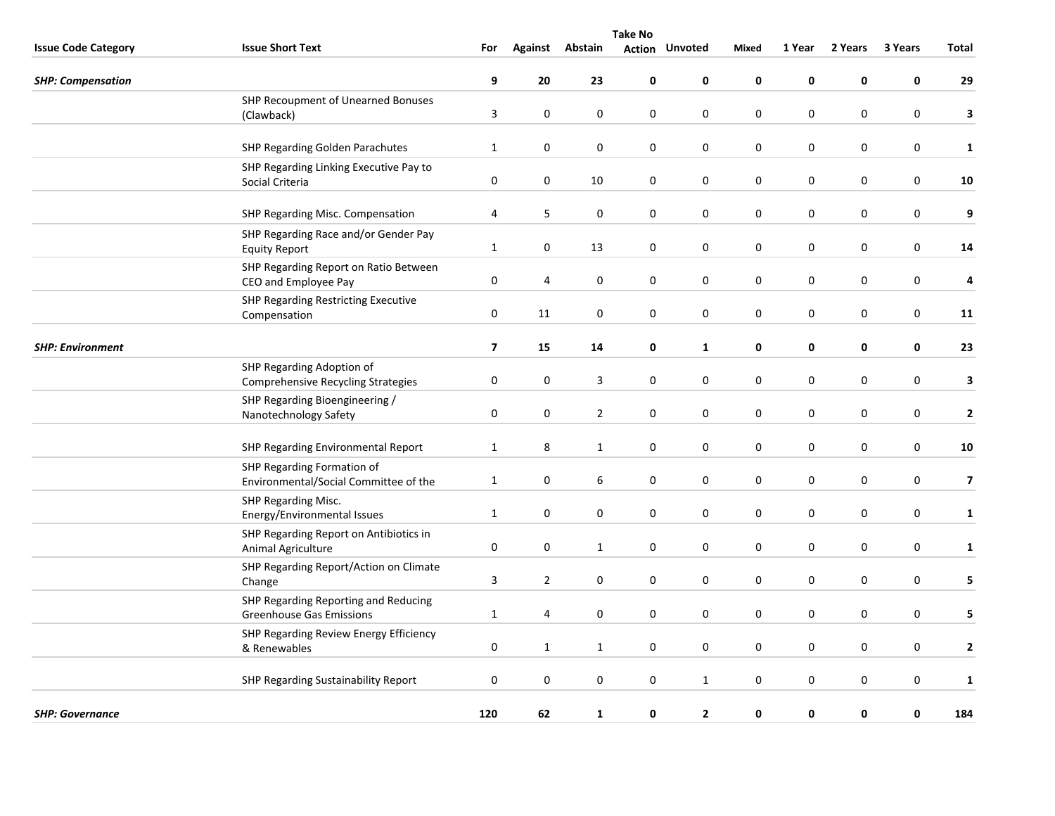| Issue Code Category | Issue Short Text | For | Against | Abstain | Take No Action | Unvoted | Mixed | 1 Year | 2 Years | 3 Years | Total |
|---|---|---|---|---|---|---|---|---|---|---|---|
| ***SHP: Compensation*** | | **9** | **20** | **23** | **0** | **0** | **0** | **0** | **0** | **0** | **29** |
| | SHP Recoupment of Unearned Bonuses (Clawback) | 3 | 0 | 0 | 0 | 0 | 0 | 0 | 0 | 0 | **3** |
| | SHP Regarding Golden Parachutes | 1 | 0 | 0 | 0 | 0 | 0 | 0 | 0 | 0 | **1** |
| | SHP Regarding Linking Executive Pay to Social Criteria | 0 | 0 | 10 | 0 | 0 | 0 | 0 | 0 | 0 | **10** |
| | SHP Regarding Misc. Compensation | 4 | 5 | 0 | 0 | 0 | 0 | 0 | 0 | 0 | **9** |
| | SHP Regarding Race and/or Gender Pay Equity Report | 1 | 0 | 13 | 0 | 0 | 0 | 0 | 0 | 0 | **14** |
| | SHP Regarding Report on Ratio Between CEO and Employee Pay | 0 | 4 | 0 | 0 | 0 | 0 | 0 | 0 | 0 | **4** |
| | SHP Regarding Restricting Executive Compensation | 0 | 11 | 0 | 0 | 0 | 0 | 0 | 0 | 0 | **11** |
| ***SHP: Environment*** | | **7** | **15** | **14** | **0** | **1** | **0** | **0** | **0** | **0** | **23** |
| | SHP Regarding Adoption of Comprehensive Recycling Strategies | 0 | 0 | 3 | 0 | 0 | 0 | 0 | 0 | 0 | **3** |
| | SHP Regarding Bioengineering / Nanotechnology Safety | 0 | 0 | 2 | 0 | 0 | 0 | 0 | 0 | 0 | **2** |
| | SHP Regarding Environmental Report | 1 | 8 | 1 | 0 | 0 | 0 | 0 | 0 | 0 | **10** |
| | SHP Regarding Formation of Environmental/Social Committee of the | 1 | 0 | 6 | 0 | 0 | 0 | 0 | 0 | 0 | **7** |
| | SHP Regarding Misc. Energy/Environmental Issues | 1 | 0 | 0 | 0 | 0 | 0 | 0 | 0 | 0 | **1** |
| | SHP Regarding Report on Antibiotics in Animal Agriculture | 0 | 0 | 1 | 0 | 0 | 0 | 0 | 0 | 0 | **1** |
| | SHP Regarding Report/Action on Climate Change | 3 | 2 | 0 | 0 | 0 | 0 | 0 | 0 | 0 | **5** |
| | SHP Regarding Reporting and Reducing Greenhouse Gas Emissions | 1 | 4 | 0 | 0 | 0 | 0 | 0 | 0 | 0 | **5** |
| | SHP Regarding Review Energy Efficiency & Renewables | 0 | 1 | 1 | 0 | 0 | 0 | 0 | 0 | 0 | **2** |
| | SHP Regarding Sustainability Report | 0 | 0 | 0 | 0 | 1 | 0 | 0 | 0 | 0 | **1** |
| ***SHP: Governance*** | | **120** | **62** | **1** | **0** | **2** | **0** | **0** | **0** | **0** | **184** |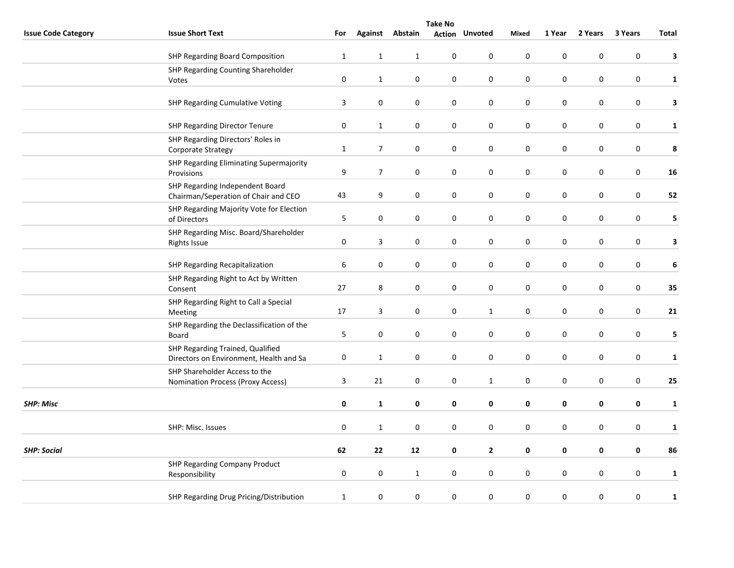| Issue Code Category | Issue Short Text | For | Against | Abstain | Take No Action | Unvoted | Mixed | 1 Year | 2 Years | 3 Years | Total |
|---|---|---|---|---|---|---|---|---|---|---|---|
| | SHP Regarding Board Composition | 1 | 1 | 1 | 0 | 0 | 0 | 0 | 0 | 0 | **3** |
| | SHP Regarding Counting Shareholder Votes | 0 | 1 | 0 | 0 | 0 | 0 | 0 | 0 | 0 | **1** |
| | SHP Regarding Cumulative Voting | 3 | 0 | 0 | 0 | 0 | 0 | 0 | 0 | 0 | **3** |
| | SHP Regarding Director Tenure | 0 | 1 | 0 | 0 | 0 | 0 | 0 | 0 | 0 | **1** |
| | SHP Regarding Directors' Roles in Corporate Strategy | 1 | 7 | 0 | 0 | 0 | 0 | 0 | 0 | 0 | **8** |
| | SHP Regarding Eliminating Supermajority Provisions | 9 | 7 | 0 | 0 | 0 | 0 | 0 | 0 | 0 | **16** |
| | SHP Regarding Independent Board Chairman/Seperation of Chair and CEO | 43 | 9 | 0 | 0 | 0 | 0 | 0 | 0 | 0 | **52** |
| | SHP Regarding Majority Vote for Election of Directors | 5 | 0 | 0 | 0 | 0 | 0 | 0 | 0 | 0 | **5** |
| | SHP Regarding Misc. Board/Shareholder Rights Issue | 0 | 3 | 0 | 0 | 0 | 0 | 0 | 0 | 0 | **3** |
| | SHP Regarding Recapitalization | 6 | 0 | 0 | 0 | 0 | 0 | 0 | 0 | 0 | **6** |
| | SHP Regarding Right to Act by Written Consent | 27 | 8 | 0 | 0 | 0 | 0 | 0 | 0 | 0 | **35** |
| | SHP Regarding Right to Call a Special Meeting | 17 | 3 | 0 | 0 | 1 | 0 | 0 | 0 | 0 | **21** |
| | SHP Regarding the Declassification of the Board | 5 | 0 | 0 | 0 | 0 | 0 | 0 | 0 | 0 | **5** |
| | SHP Regarding Trained, Qualified Directors on Environment, Health and Sa | 0 | 1 | 0 | 0 | 0 | 0 | 0 | 0 | 0 | **1** |
| | SHP Shareholder Access to the Nomination Process (Proxy Access) | 3 | 21 | 0 | 0 | 1 | 0 | 0 | 0 | 0 | **25** |
| ***SHP: Misc*** | | **0** | **1** | **0** | **0** | **0** | **0** | **0** | **0** | **0** | **1** |
| | SHP: Misc. Issues | 0 | 1 | 0 | 0 | 0 | 0 | 0 | 0 | 0 | **1** |
| ***SHP: Social*** | | **62** | **22** | **12** | **0** | **2** | **0** | **0** | **0** | **0** | **86** |
| | SHP Regarding Company Product Responsibility | 0 | 0 | 1 | 0 | 0 | 0 | 0 | 0 | 0 | **1** |
| | SHP Regarding Drug Pricing/Distribution | 1 | 0 | 0 | 0 | 0 | 0 | 0 | 0 | 0 | **1** |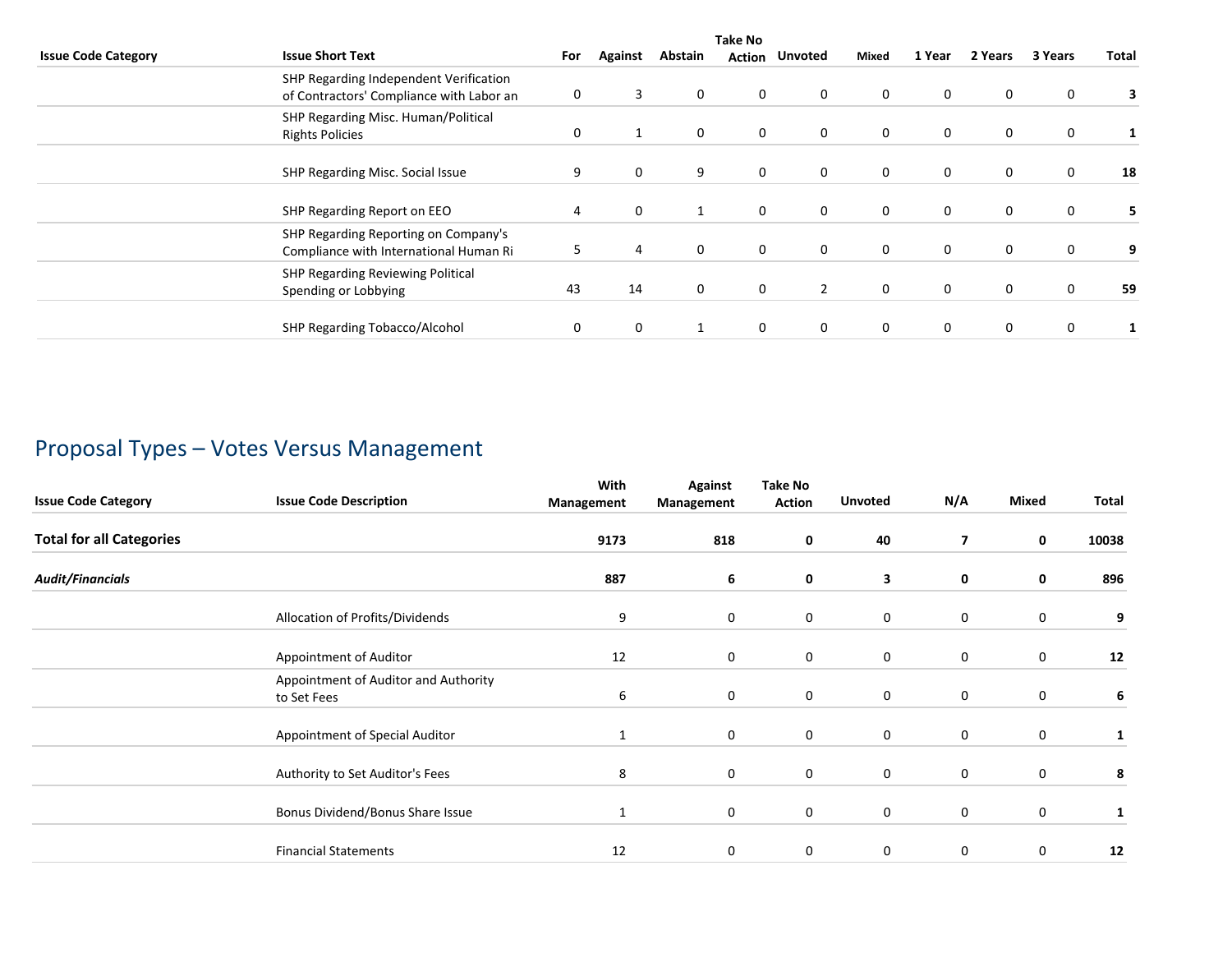| Issue Code Category | Issue Short Text | For | Against | Abstain | Take No Action | Unvoted | Mixed | 1 Year | 2 Years | 3 Years | Total |
|---|---|---|---|---|---|---|---|---|---|---|---|
| | SHP Regarding Independent Verification of Contractors' Compliance with Labor an | 0 | 3 | 0 | 0 | 0 | 0 | 0 | 0 | 0 | **3** |
| | SHP Regarding Misc. Human/Political Rights Policies | 0 | 1 | 0 | 0 | 0 | 0 | 0 | 0 | 0 | **1** |
| | SHP Regarding Misc. Social Issue | 9 | 0 | 9 | 0 | 0 | 0 | 0 | 0 | 0 | **18** |
| | SHP Regarding Report on EEO | 4 | 0 | 1 | 0 | 0 | 0 | 0 | 0 | 0 | **5** |
| | SHP Regarding Reporting on Company's Compliance with International Human Ri | 5 | 4 | 0 | 0 | 0 | 0 | 0 | 0 | 0 | **9** |
| | SHP Regarding Reviewing Political Spending or Lobbying | 43 | 14 | 0 | 0 | 2 | 0 | 0 | 0 | 0 | **59** |
| | SHP Regarding Tobacco/Alcohol | 0 | 0 | 1 | 0 | 0 | 0 | 0 | 0 | 0 | **1** |

## Proposal Types – Votes Versus Management

| Issue Code Category | Issue Code Description | With Management | Against Management | Take No Action | Unvoted | N/A | Mixed | Total |
|---|---|---|---|---|---|---|---|---|
| **Total for all Categories** | | **9173** | **818** | **0** | **40** | **7** | **0** | **10038** |
| ***Audit/Financials*** | | **887** | **6** | **0** | **3** | **0** | **0** | **896** |
| | Allocation of Profits/Dividends | 9 | 0 | 0 | 0 | 0 | 0 | **9** |
| | Appointment of Auditor | 12 | 0 | 0 | 0 | 0 | 0 | **12** |
| | Appointment of Auditor and Authority to Set Fees | 6 | 0 | 0 | 0 | 0 | 0 | **6** |
| | Appointment of Special Auditor | 1 | 0 | 0 | 0 | 0 | 0 | **1** |
| | Authority to Set Auditor's Fees | 8 | 0 | 0 | 0 | 0 | 0 | **8** |
| | Bonus Dividend/Bonus Share Issue | 1 | 0 | 0 | 0 | 0 | 0 | **1** |
| | Financial Statements | 12 | 0 | 0 | 0 | 0 | 0 | **12** |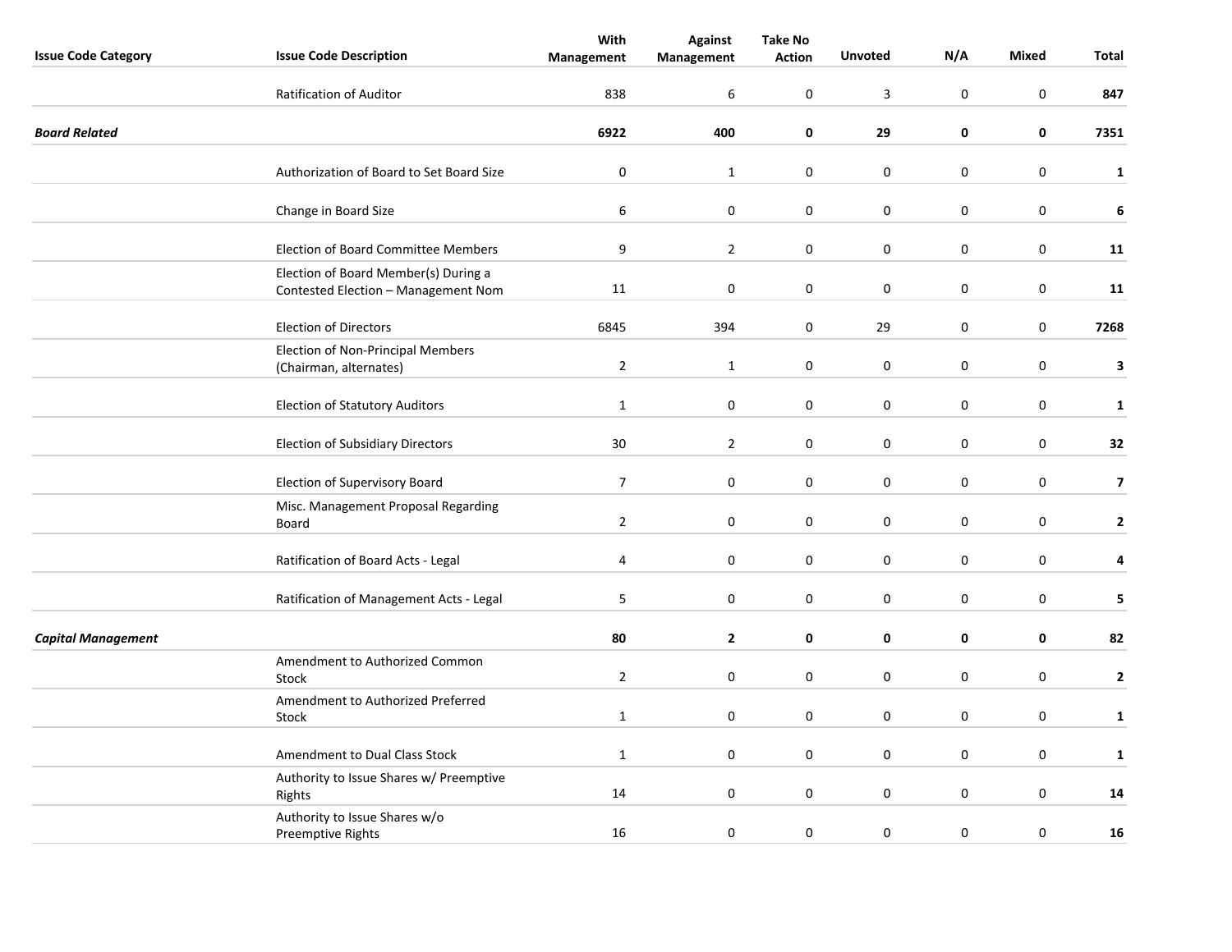| Issue Code Category | Issue Code Description | With Management | Against Management | Take No Action | Unvoted | N/A | Mixed | Total |
|---|---|---|---|---|---|---|---|---|
| | Ratification of Auditor | 838 | 6 | 0 | 3 | 0 | 0 | **847** |
| ***Board Related*** | | **6922** | **400** | **0** | **29** | **0** | **0** | **7351** |
| | Authorization of Board to Set Board Size | 0 | 1 | 0 | 0 | 0 | 0 | **1** |
| | Change in Board Size | 6 | 0 | 0 | 0 | 0 | 0 | **6** |
| | Election of Board Committee Members | 9 | 2 | 0 | 0 | 0 | 0 | **11** |
| | Election of Board Member(s) During a Contested Election – Management Nom | 11 | 0 | 0 | 0 | 0 | 0 | **11** |
| | Election of Directors | 6845 | 394 | 0 | 29 | 0 | 0 | **7268** |
| | Election of Non-Principal Members (Chairman, alternates) | 2 | 1 | 0 | 0 | 0 | 0 | **3** |
| | Election of Statutory Auditors | 1 | 0 | 0 | 0 | 0 | 0 | **1** |
| | Election of Subsidiary Directors | 30 | 2 | 0 | 0 | 0 | 0 | **32** |
| | Election of Supervisory Board | 7 | 0 | 0 | 0 | 0 | 0 | **7** |
| | Misc. Management Proposal Regarding Board | 2 | 0 | 0 | 0 | 0 | 0 | **2** |
| | Ratification of Board Acts - Legal | 4 | 0 | 0 | 0 | 0 | 0 | **4** |
| | Ratification of Management Acts - Legal | 5 | 0 | 0 | 0 | 0 | 0 | **5** |
| ***Capital Management*** | | **80** | **2** | **0** | **0** | **0** | **0** | **82** |
| | Amendment to Authorized Common Stock | 2 | 0 | 0 | 0 | 0 | 0 | **2** |
| | Amendment to Authorized Preferred Stock | 1 | 0 | 0 | 0 | 0 | 0 | **1** |
| | Amendment to Dual Class Stock | 1 | 0 | 0 | 0 | 0 | 0 | **1** |
| | Authority to Issue Shares w/ Preemptive Rights | 14 | 0 | 0 | 0 | 0 | 0 | **14** |
| | Authority to Issue Shares w/o Preemptive Rights | 16 | 0 | 0 | 0 | 0 | 0 | **16** |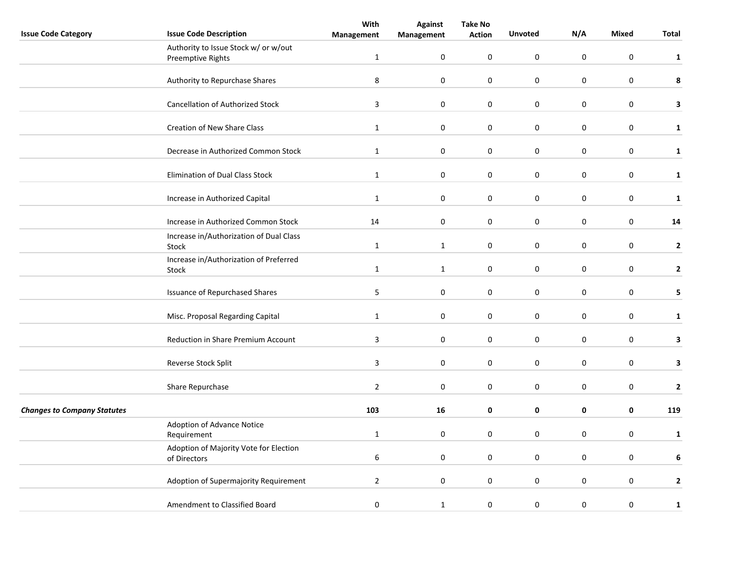| Issue Code Category | Issue Code Description | With Management | Against Management | Take No Action | Unvoted | N/A | Mixed | Total |
|---|---|---|---|---|---|---|---|---|
| | Authority to Issue Stock w/ or w/out Preemptive Rights | 1 | 0 | 0 | 0 | 0 | 0 | **1** |
| | Authority to Repurchase Shares | 8 | 0 | 0 | 0 | 0 | 0 | **8** |
| | Cancellation of Authorized Stock | 3 | 0 | 0 | 0 | 0 | 0 | **3** |
| | Creation of New Share Class | 1 | 0 | 0 | 0 | 0 | 0 | **1** |
| | Decrease in Authorized Common Stock | 1 | 0 | 0 | 0 | 0 | 0 | **1** |
| | Elimination of Dual Class Stock | 1 | 0 | 0 | 0 | 0 | 0 | **1** |
| | Increase in Authorized Capital | 1 | 0 | 0 | 0 | 0 | 0 | **1** |
| | Increase in Authorized Common Stock | 14 | 0 | 0 | 0 | 0 | 0 | **14** |
| | Increase in/Authorization of Dual Class Stock | 1 | 1 | 0 | 0 | 0 | 0 | **2** |
| | Increase in/Authorization of Preferred Stock | 1 | 1 | 0 | 0 | 0 | 0 | **2** |
| | Issuance of Repurchased Shares | 5 | 0 | 0 | 0 | 0 | 0 | **5** |
| | Misc. Proposal Regarding Capital | 1 | 0 | 0 | 0 | 0 | 0 | **1** |
| | Reduction in Share Premium Account | 3 | 0 | 0 | 0 | 0 | 0 | **3** |
| | Reverse Stock Split | 3 | 0 | 0 | 0 | 0 | 0 | **3** |
| | Share Repurchase | 2 | 0 | 0 | 0 | 0 | 0 | **2** |
| ***Changes to Company Statutes*** | | **103** | **16** | **0** | **0** | **0** | **0** | **119** |
| | Adoption of Advance Notice Requirement | 1 | 0 | 0 | 0 | 0 | 0 | **1** |
| | Adoption of Majority Vote for Election of Directors | 6 | 0 | 0 | 0 | 0 | 0 | **6** |
| | Adoption of Supermajority Requirement | 2 | 0 | 0 | 0 | 0 | 0 | **2** |
| | Amendment to Classified Board | 0 | 1 | 0 | 0 | 0 | 0 | **1** |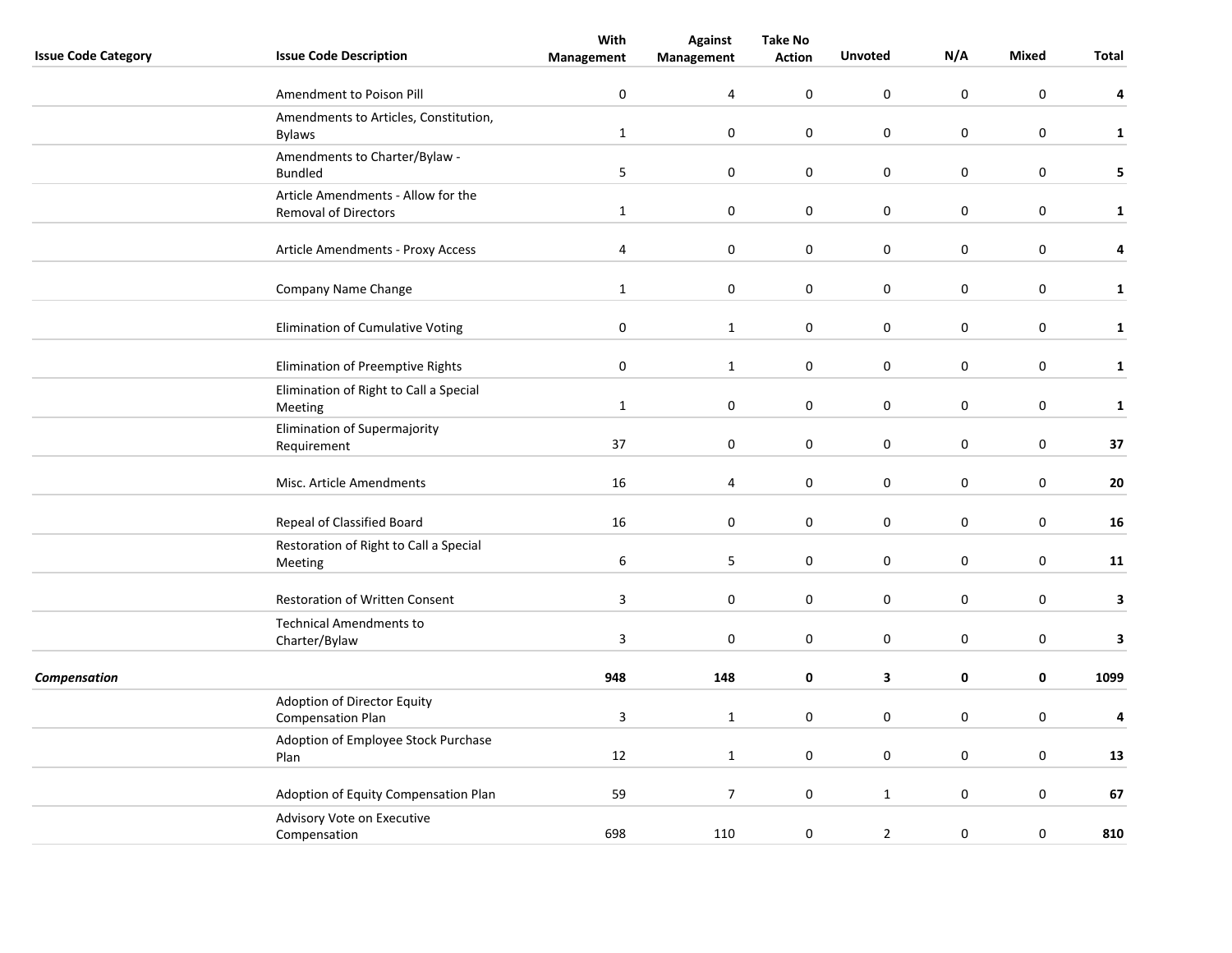| Issue Code Category | Issue Code Description | With Management | Against Management | Take No Action | Unvoted | N/A | Mixed | Total |
|---|---|---|---|---|---|---|---|---|
| | Amendment to Poison Pill | 0 | 4 | 0 | 0 | 0 | 0 | **4** |
| | Amendments to Articles, Constitution, Bylaws | 1 | 0 | 0 | 0 | 0 | 0 | **1** |
| | Amendments to Charter/Bylaw - Bundled | 5 | 0 | 0 | 0 | 0 | 0 | **5** |
| | Article Amendments - Allow for the Removal of Directors | 1 | 0 | 0 | 0 | 0 | 0 | **1** |
| | Article Amendments - Proxy Access | 4 | 0 | 0 | 0 | 0 | 0 | **4** |
| | Company Name Change | 1 | 0 | 0 | 0 | 0 | 0 | **1** |
| | Elimination of Cumulative Voting | 0 | 1 | 0 | 0 | 0 | 0 | **1** |
| | Elimination of Preemptive Rights | 0 | 1 | 0 | 0 | 0 | 0 | **1** |
| | Elimination of Right to Call a Special Meeting | 1 | 0 | 0 | 0 | 0 | 0 | **1** |
| | Elimination of Supermajority Requirement | 37 | 0 | 0 | 0 | 0 | 0 | **37** |
| | Misc. Article Amendments | 16 | 4 | 0 | 0 | 0 | 0 | **20** |
| | Repeal of Classified Board | 16 | 0 | 0 | 0 | 0 | 0 | **16** |
| | Restoration of Right to Call a Special Meeting | 6 | 5 | 0 | 0 | 0 | 0 | **11** |
| | Restoration of Written Consent | 3 | 0 | 0 | 0 | 0 | 0 | **3** |
| | Technical Amendments to Charter/Bylaw | 3 | 0 | 0 | 0 | 0 | 0 | **3** |
| ***Compensation*** | | **948** | **148** | **0** | **3** | **0** | **0** | **1099** |
| | Adoption of Director Equity Compensation Plan | 3 | 1 | 0 | 0 | 0 | 0 | **4** |
| | Adoption of Employee Stock Purchase Plan | 12 | 1 | 0 | 0 | 0 | 0 | **13** |
| | Adoption of Equity Compensation Plan | 59 | 7 | 0 | 1 | 0 | 0 | **67** |
| | Advisory Vote on Executive Compensation | 698 | 110 | 0 | 2 | 0 | 0 | **810** |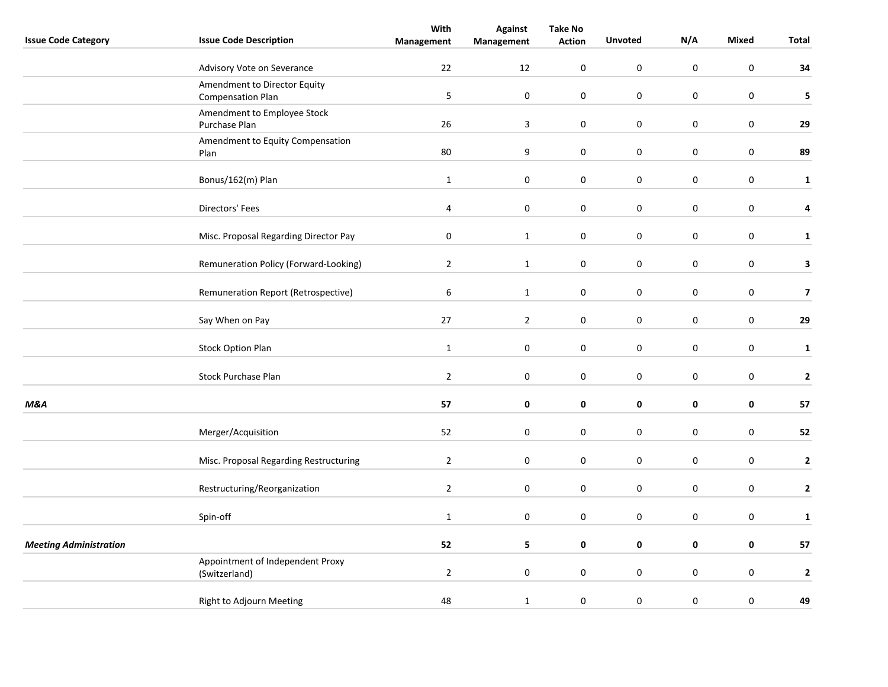| Issue Code Category | Issue Code Description | With Management | Against Management | Take No Action | Unvoted | N/A | Mixed | Total |
|---|---|---|---|---|---|---|---|---|
| | Advisory Vote on Severance | 22 | 12 | 0 | 0 | 0 | 0 | **34** |
| | Amendment to Director Equity Compensation Plan | 5 | 0 | 0 | 0 | 0 | 0 | **5** |
| | Amendment to Employee Stock Purchase Plan | 26 | 3 | 0 | 0 | 0 | 0 | **29** |
| | Amendment to Equity Compensation Plan | 80 | 9 | 0 | 0 | 0 | 0 | **89** |
| | Bonus/162(m) Plan | 1 | 0 | 0 | 0 | 0 | 0 | **1** |
| | Directors' Fees | 4 | 0 | 0 | 0 | 0 | 0 | **4** |
| | Misc. Proposal Regarding Director Pay | 0 | 1 | 0 | 0 | 0 | 0 | **1** |
| | Remuneration Policy (Forward-Looking) | 2 | 1 | 0 | 0 | 0 | 0 | **3** |
| | Remuneration Report (Retrospective) | 6 | 1 | 0 | 0 | 0 | 0 | **7** |
| | Say When on Pay | 27 | 2 | 0 | 0 | 0 | 0 | **29** |
| | Stock Option Plan | 1 | 0 | 0 | 0 | 0 | 0 | **1** |
| | Stock Purchase Plan | 2 | 0 | 0 | 0 | 0 | 0 | **2** |
| ***M&A*** | | **57** | **0** | **0** | **0** | **0** | **0** | **57** |
| | Merger/Acquisition | 52 | 0 | 0 | 0 | 0 | 0 | **52** |
| | Misc. Proposal Regarding Restructuring | 2 | 0 | 0 | 0 | 0 | 0 | **2** |
| | Restructuring/Reorganization | 2 | 0 | 0 | 0 | 0 | 0 | **2** |
| | Spin-off | 1 | 0 | 0 | 0 | 0 | 0 | **1** |
| ***Meeting Administration*** | | **52** | **5** | **0** | **0** | **0** | **0** | **57** |
| | Appointment of Independent Proxy (Switzerland) | 2 | 0 | 0 | 0 | 0 | 0 | **2** |
| | Right to Adjourn Meeting | 48 | 1 | 0 | 0 | 0 | 0 | **49** |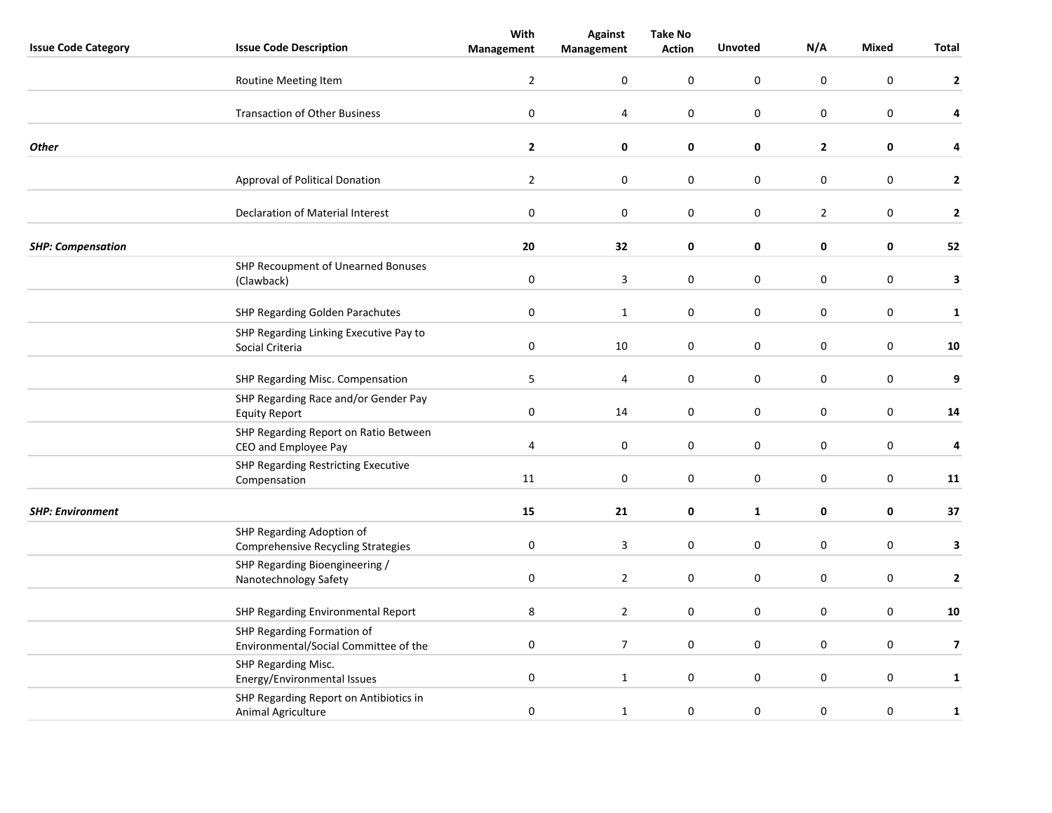| Issue Code Category | Issue Code Description | With Management | Against Management | Take No Action | Unvoted | N/A | Mixed | Total |
|---|---|---|---|---|---|---|---|---|
| | Routine Meeting Item | 2 | 0 | 0 | 0 | 0 | 0 | **2** |
| | Transaction of Other Business | 0 | 4 | 0 | 0 | 0 | 0 | **4** |
| ***Other*** | | **2** | **0** | **0** | **0** | **2** | **0** | **4** |
| | Approval of Political Donation | 2 | 0 | 0 | 0 | 0 | 0 | **2** |
| | Declaration of Material Interest | 0 | 0 | 0 | 0 | 2 | 0 | **2** |
| ***SHP: Compensation*** | | **20** | **32** | **0** | **0** | **0** | **0** | **52** |
| | SHP Recoupment of Unearned Bonuses (Clawback) | 0 | 3 | 0 | 0 | 0 | 0 | **3** |
| | SHP Regarding Golden Parachutes | 0 | 1 | 0 | 0 | 0 | 0 | **1** |
| | SHP Regarding Linking Executive Pay to Social Criteria | 0 | 10 | 0 | 0 | 0 | 0 | **10** |
| | SHP Regarding Misc. Compensation | 5 | 4 | 0 | 0 | 0 | 0 | **9** |
| | SHP Regarding Race and/or Gender Pay Equity Report | 0 | 14 | 0 | 0 | 0 | 0 | **14** |
| | SHP Regarding Report on Ratio Between CEO and Employee Pay | 4 | 0 | 0 | 0 | 0 | 0 | **4** |
| | SHP Regarding Restricting Executive Compensation | 11 | 0 | 0 | 0 | 0 | 0 | **11** |
| ***SHP: Environment*** | | **15** | **21** | **0** | **1** | **0** | **0** | **37** |
| | SHP Regarding Adoption of Comprehensive Recycling Strategies | 0 | 3 | 0 | 0 | 0 | 0 | **3** |
| | SHP Regarding Bioengineering / Nanotechnology Safety | 0 | 2 | 0 | 0 | 0 | 0 | **2** |
| | SHP Regarding Environmental Report | 8 | 2 | 0 | 0 | 0 | 0 | **10** |
| | SHP Regarding Formation of Environmental/Social Committee of the | 0 | 7 | 0 | 0 | 0 | 0 | **7** |
| | SHP Regarding Misc. Energy/Environmental Issues | 0 | 1 | 0 | 0 | 0 | 0 | **1** |
| | SHP Regarding Report on Antibiotics in Animal Agriculture | 0 | 1 | 0 | 0 | 0 | 0 | **1** |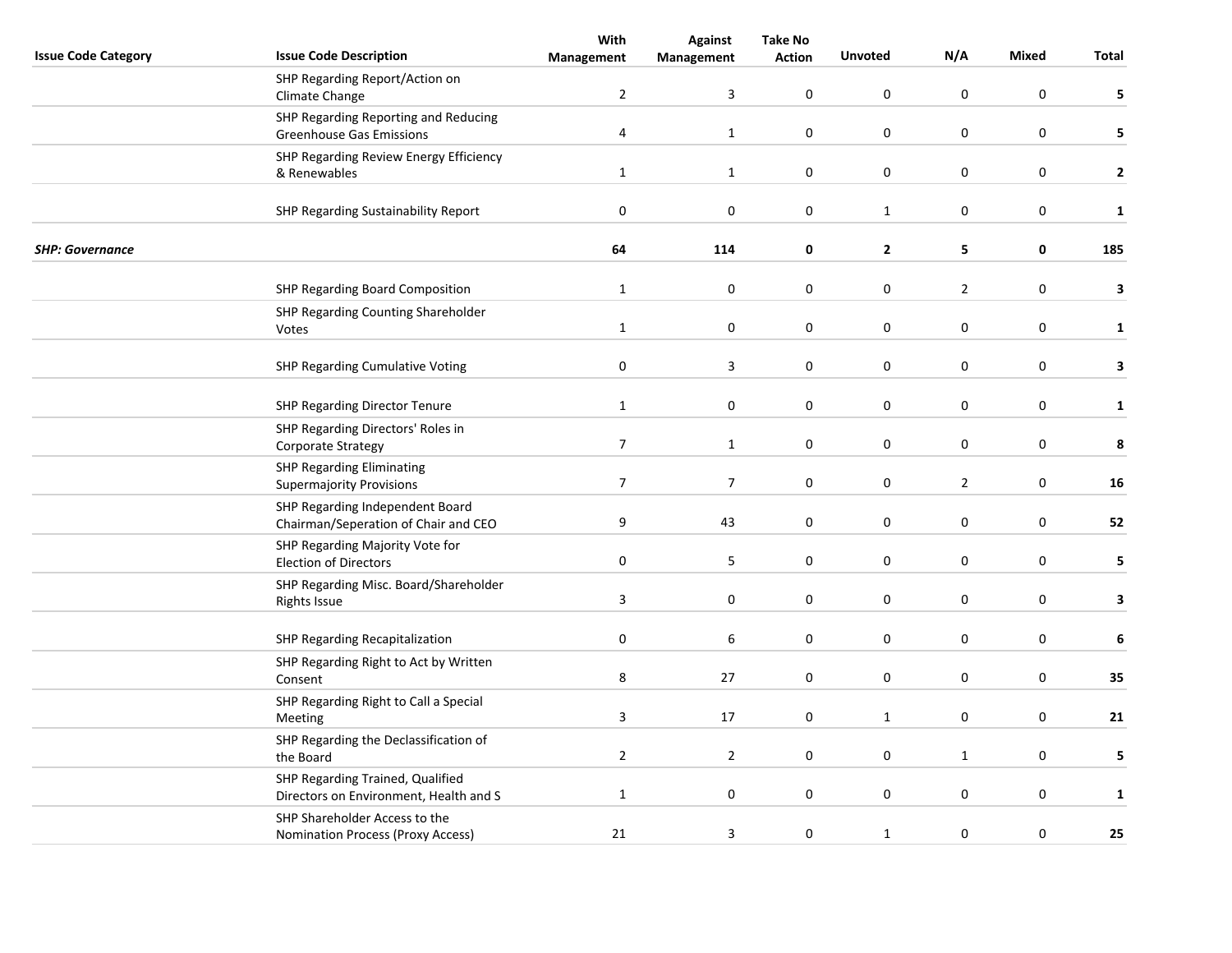| Issue Code Category | Issue Code Description | With Management | Against Management | Take No Action | Unvoted | N/A | Mixed | Total |
|---|---|---|---|---|---|---|---|---|
| | SHP Regarding Report/Action on Climate Change | 2 | 3 | 0 | 0 | 0 | 0 | **5** |
| | SHP Regarding Reporting and Reducing Greenhouse Gas Emissions | 4 | 1 | 0 | 0 | 0 | 0 | **5** |
| | SHP Regarding Review Energy Efficiency & Renewables | 1 | 1 | 0 | 0 | 0 | 0 | **2** |
| | SHP Regarding Sustainability Report | 0 | 0 | 0 | 1 | 0 | 0 | **1** |
| ***SHP: Governance*** | | **64** | **114** | **0** | **2** | **5** | **0** | **185** |
| | SHP Regarding Board Composition | 1 | 0 | 0 | 0 | 2 | 0 | **3** |
| | SHP Regarding Counting Shareholder Votes | 1 | 0 | 0 | 0 | 0 | 0 | **1** |
| | SHP Regarding Cumulative Voting | 0 | 3 | 0 | 0 | 0 | 0 | **3** |
| | SHP Regarding Director Tenure | 1 | 0 | 0 | 0 | 0 | 0 | **1** |
| | SHP Regarding Directors' Roles in Corporate Strategy | 7 | 1 | 0 | 0 | 0 | 0 | **8** |
| | SHP Regarding Eliminating Supermajority Provisions | 7 | 7 | 0 | 0 | 2 | 0 | **16** |
| | SHP Regarding Independent Board Chairman/Seperation of Chair and CEO | 9 | 43 | 0 | 0 | 0 | 0 | **52** |
| | SHP Regarding Majority Vote for Election of Directors | 0 | 5 | 0 | 0 | 0 | 0 | **5** |
| | SHP Regarding Misc. Board/Shareholder Rights Issue | 3 | 0 | 0 | 0 | 0 | 0 | **3** |
| | SHP Regarding Recapitalization | 0 | 6 | 0 | 0 | 0 | 0 | **6** |
| | SHP Regarding Right to Act by Written Consent | 8 | 27 | 0 | 0 | 0 | 0 | **35** |
| | SHP Regarding Right to Call a Special Meeting | 3 | 17 | 0 | 1 | 0 | 0 | **21** |
| | SHP Regarding the Declassification of the Board | 2 | 2 | 0 | 0 | 1 | 0 | **5** |
| | SHP Regarding Trained, Qualified Directors on Environment, Health and S | 1 | 0 | 0 | 0 | 0 | 0 | **1** |
| | SHP Shareholder Access to the Nomination Process (Proxy Access) | 21 | 3 | 0 | 1 | 0 | 0 | **25** |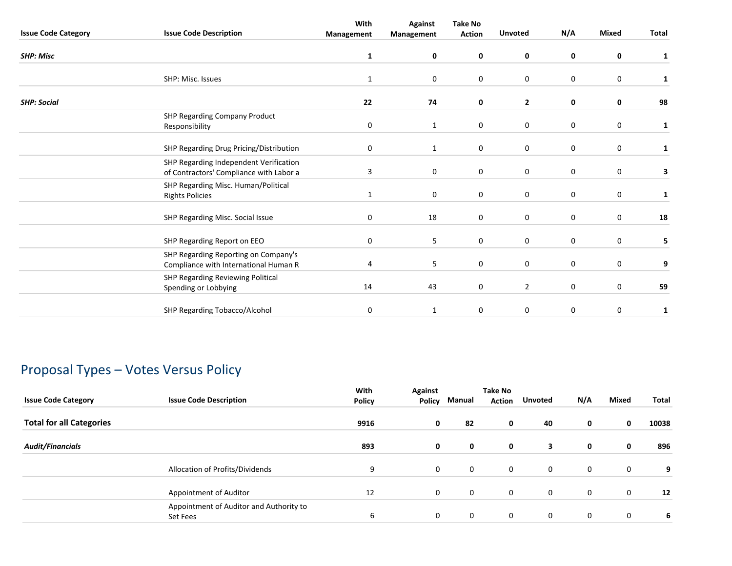| Issue Code Category | Issue Code Description | With Management | Against Management | Take No Action | Unvoted | N/A | Mixed | Total |
|---|---|---|---|---|---|---|---|---|
| ***SHP: Misc*** | | **1** | **0** | **0** | **0** | **0** | **0** | **1** |
| | SHP: Misc. Issues | 1 | 0 | 0 | 0 | 0 | 0 | **1** |
| ***SHP: Social*** | | **22** | **74** | **0** | **2** | **0** | **0** | **98** |
| | SHP Regarding Company Product Responsibility | 0 | 1 | 0 | 0 | 0 | 0 | **1** |
| | SHP Regarding Drug Pricing/Distribution | 0 | 1 | 0 | 0 | 0 | 0 | **1** |
| | SHP Regarding Independent Verification of Contractors' Compliance with Labor a | 3 | 0 | 0 | 0 | 0 | 0 | **3** |
| | SHP Regarding Misc. Human/Political Rights Policies | 1 | 0 | 0 | 0 | 0 | 0 | **1** |
| | SHP Regarding Misc. Social Issue | 0 | 18 | 0 | 0 | 0 | 0 | **18** |
| | SHP Regarding Report on EEO | 0 | 5 | 0 | 0 | 0 | 0 | **5** |
| | SHP Regarding Reporting on Company's Compliance with International Human R | 4 | 5 | 0 | 0 | 0 | 0 | **9** |
| | SHP Regarding Reviewing Political Spending or Lobbying | 14 | 43 | 0 | 2 | 0 | 0 | **59** |
| | SHP Regarding Tobacco/Alcohol | 0 | 1 | 0 | 0 | 0 | 0 | **1** |

## Proposal Types – Votes Versus Policy

| Issue Code Category | Issue Code Description | With Policy | Against Policy | Manual | Take No Action | Unvoted | N/A | Mixed | Total |
|---|---|---|---|---|---|---|---|---|---|
| **Total for all Categories** | | **9916** | **0** | **82** | **0** | **40** | **0** | **0** | **10038** |
| ***Audit/Financials*** | | **893** | **0** | **0** | **0** | **3** | **0** | **0** | **896** |
| | Allocation of Profits/Dividends | 9 | 0 | 0 | 0 | 0 | 0 | 0 | **9** |
| | Appointment of Auditor | 12 | 0 | 0 | 0 | 0 | 0 | 0 | **12** |
| | Appointment of Auditor and Authority to Set Fees | 6 | 0 | 0 | 0 | 0 | 0 | 0 | **6** |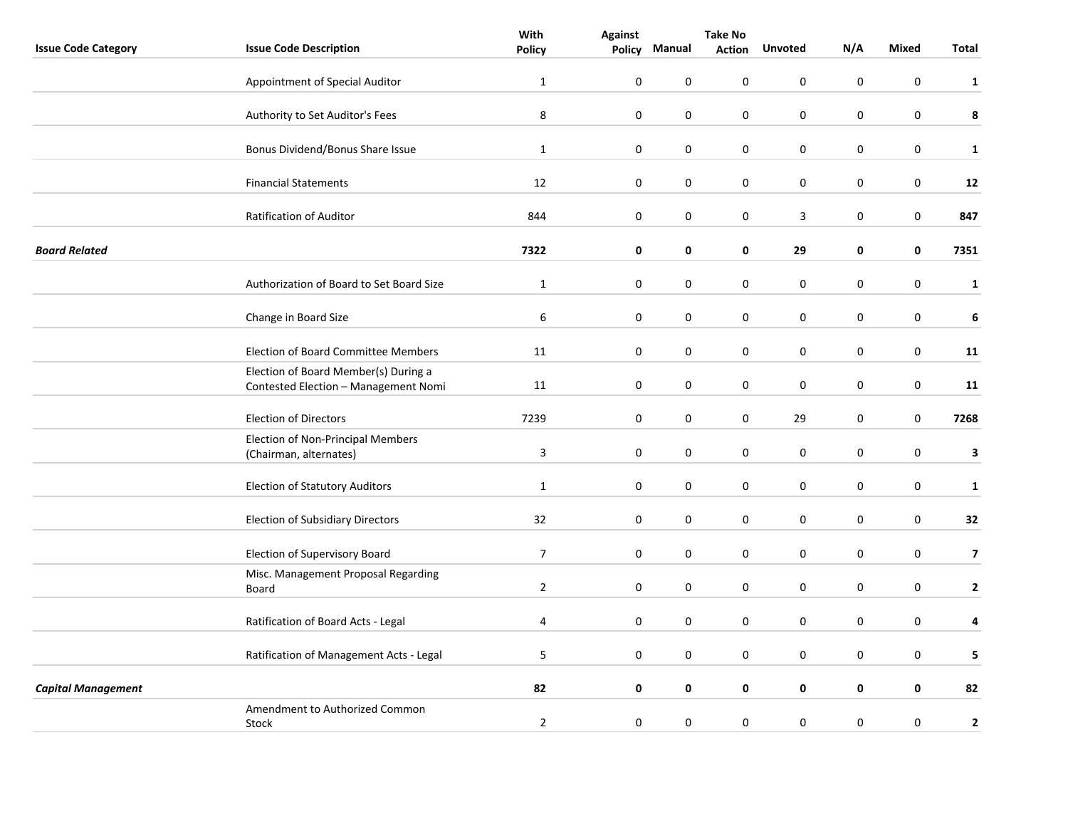| Issue Code Category | Issue Code Description | With Policy | Against Policy | Manual | Take No Action | Unvoted | N/A | Mixed | Total |
|---|---|---|---|---|---|---|---|---|---|
| | Appointment of Special Auditor | 1 | 0 | 0 | 0 | 0 | 0 | 0 | **1** |
| | Authority to Set Auditor's Fees | 8 | 0 | 0 | 0 | 0 | 0 | 0 | **8** |
| | Bonus Dividend/Bonus Share Issue | 1 | 0 | 0 | 0 | 0 | 0 | 0 | **1** |
| | Financial Statements | 12 | 0 | 0 | 0 | 0 | 0 | 0 | **12** |
| | Ratification of Auditor | 844 | 0 | 0 | 0 | 3 | 0 | 0 | **847** |
| ***Board Related*** | | **7322** | **0** | **0** | **0** | **29** | **0** | **0** | **7351** |
| | Authorization of Board to Set Board Size | 1 | 0 | 0 | 0 | 0 | 0 | 0 | **1** |
| | Change in Board Size | 6 | 0 | 0 | 0 | 0 | 0 | 0 | **6** |
| | Election of Board Committee Members | 11 | 0 | 0 | 0 | 0 | 0 | 0 | **11** |
| | Election of Board Member(s) During a Contested Election – Management Nomi | 11 | 0 | 0 | 0 | 0 | 0 | 0 | **11** |
| | Election of Directors | 7239 | 0 | 0 | 0 | 29 | 0 | 0 | **7268** |
| | Election of Non-Principal Members (Chairman, alternates) | 3 | 0 | 0 | 0 | 0 | 0 | 0 | **3** |
| | Election of Statutory Auditors | 1 | 0 | 0 | 0 | 0 | 0 | 0 | **1** |
| | Election of Subsidiary Directors | 32 | 0 | 0 | 0 | 0 | 0 | 0 | **32** |
| | Election of Supervisory Board | 7 | 0 | 0 | 0 | 0 | 0 | 0 | **7** |
| | Misc. Management Proposal Regarding Board | 2 | 0 | 0 | 0 | 0 | 0 | 0 | **2** |
| | Ratification of Board Acts - Legal | 4 | 0 | 0 | 0 | 0 | 0 | 0 | **4** |
| | Ratification of Management Acts - Legal | 5 | 0 | 0 | 0 | 0 | 0 | 0 | **5** |
| ***Capital Management*** | | **82** | **0** | **0** | **0** | **0** | **0** | **0** | **82** |
| | Amendment to Authorized Common Stock | 2 | 0 | 0 | 0 | 0 | 0 | 0 | **2** |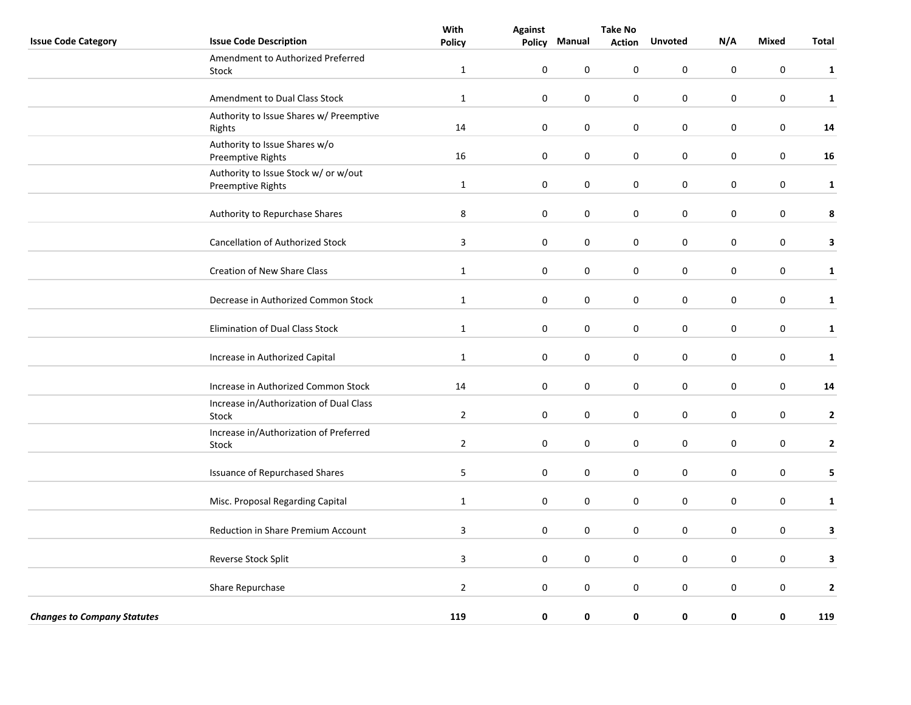| Issue Code Category | Issue Code Description | With Policy | Against Policy | Manual | Take No Action | Unvoted | N/A | Mixed | Total |
|---|---|---|---|---|---|---|---|---|---|
| | Amendment to Authorized Preferred Stock | 1 | 0 | 0 | 0 | 0 | 0 | 0 | **1** |
| | Amendment to Dual Class Stock | 1 | 0 | 0 | 0 | 0 | 0 | 0 | **1** |
| | Authority to Issue Shares w/ Preemptive Rights | 14 | 0 | 0 | 0 | 0 | 0 | 0 | **14** |
| | Authority to Issue Shares w/o Preemptive Rights | 16 | 0 | 0 | 0 | 0 | 0 | 0 | **16** |
| | Authority to Issue Stock w/ or w/out Preemptive Rights | 1 | 0 | 0 | 0 | 0 | 0 | 0 | **1** |
| | Authority to Repurchase Shares | 8 | 0 | 0 | 0 | 0 | 0 | 0 | **8** |
| | Cancellation of Authorized Stock | 3 | 0 | 0 | 0 | 0 | 0 | 0 | **3** |
| | Creation of New Share Class | 1 | 0 | 0 | 0 | 0 | 0 | 0 | **1** |
| | Decrease in Authorized Common Stock | 1 | 0 | 0 | 0 | 0 | 0 | 0 | **1** |
| | Elimination of Dual Class Stock | 1 | 0 | 0 | 0 | 0 | 0 | 0 | **1** |
| | Increase in Authorized Capital | 1 | 0 | 0 | 0 | 0 | 0 | 0 | **1** |
| | Increase in Authorized Common Stock | 14 | 0 | 0 | 0 | 0 | 0 | 0 | **14** |
| | Increase in/Authorization of Dual Class Stock | 2 | 0 | 0 | 0 | 0 | 0 | 0 | **2** |
| | Increase in/Authorization of Preferred Stock | 2 | 0 | 0 | 0 | 0 | 0 | 0 | **2** |
| | Issuance of Repurchased Shares | 5 | 0 | 0 | 0 | 0 | 0 | 0 | **5** |
| | Misc. Proposal Regarding Capital | 1 | 0 | 0 | 0 | 0 | 0 | 0 | **1** |
| | Reduction in Share Premium Account | 3 | 0 | 0 | 0 | 0 | 0 | 0 | **3** |
| | Reverse Stock Split | 3 | 0 | 0 | 0 | 0 | 0 | 0 | **3** |
| | Share Repurchase | 2 | 0 | 0 | 0 | 0 | 0 | 0 | **2** |
| ***Changes to Company Statutes*** | | **119** | **0** | **0** | **0** | **0** | **0** | **0** | **119** |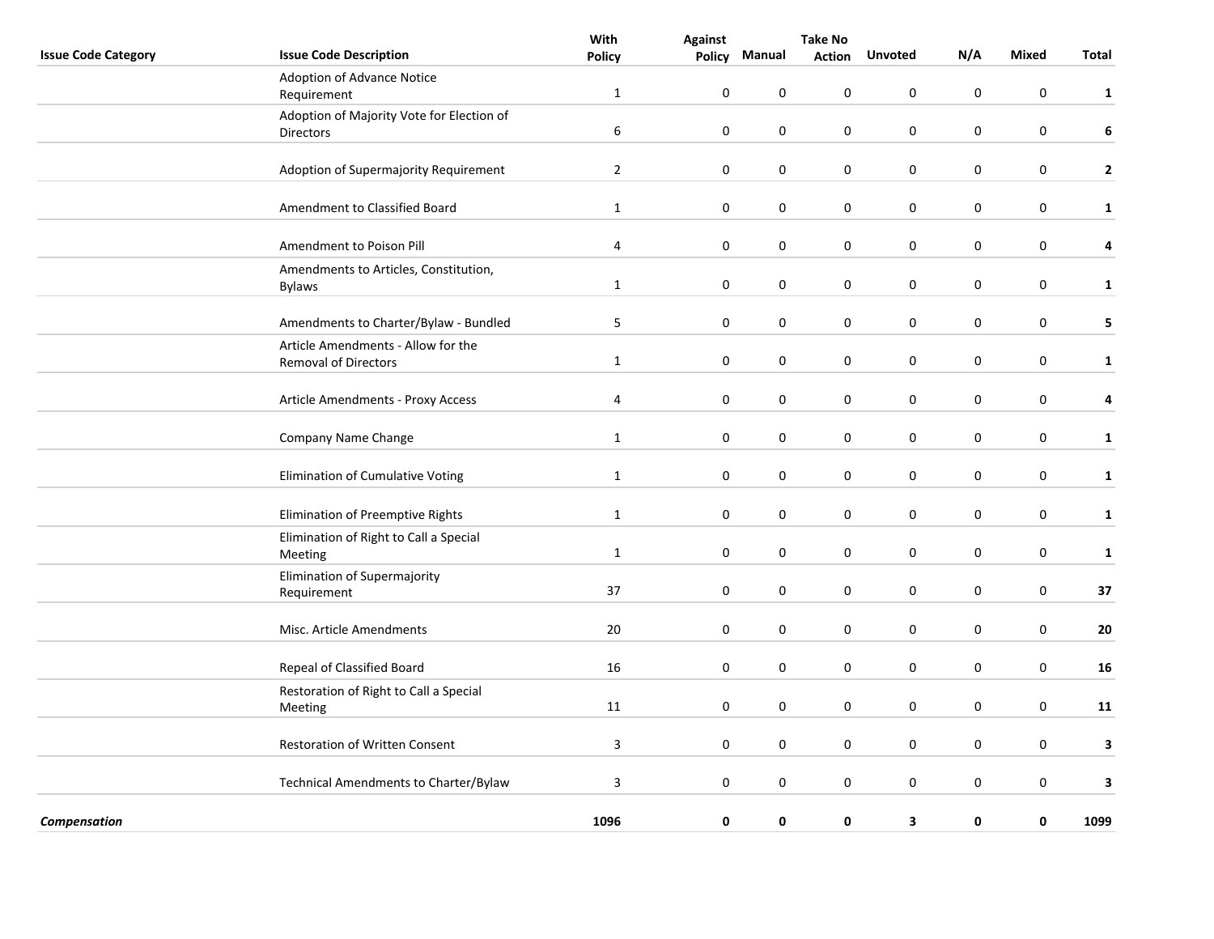| Issue Code Category | Issue Code Description | With Policy | Against Policy | Manual | Take No Action | Unvoted | N/A | Mixed | Total |
|---|---|---|---|---|---|---|---|---|---|
| | Adoption of Advance Notice Requirement | 1 | 0 | 0 | 0 | 0 | 0 | 0 | **1** |
| | Adoption of Majority Vote for Election of Directors | 6 | 0 | 0 | 0 | 0 | 0 | 0 | **6** |
| | Adoption of Supermajority Requirement | 2 | 0 | 0 | 0 | 0 | 0 | 0 | **2** |
| | Amendment to Classified Board | 1 | 0 | 0 | 0 | 0 | 0 | 0 | **1** |
| | Amendment to Poison Pill | 4 | 0 | 0 | 0 | 0 | 0 | 0 | **4** |
| | Amendments to Articles, Constitution, Bylaws | 1 | 0 | 0 | 0 | 0 | 0 | 0 | **1** |
| | Amendments to Charter/Bylaw - Bundled | 5 | 0 | 0 | 0 | 0 | 0 | 0 | **5** |
| | Article Amendments - Allow for the Removal of Directors | 1 | 0 | 0 | 0 | 0 | 0 | 0 | **1** |
| | Article Amendments - Proxy Access | 4 | 0 | 0 | 0 | 0 | 0 | 0 | **4** |
| | Company Name Change | 1 | 0 | 0 | 0 | 0 | 0 | 0 | **1** |
| | Elimination of Cumulative Voting | 1 | 0 | 0 | 0 | 0 | 0 | 0 | **1** |
| | Elimination of Preemptive Rights | 1 | 0 | 0 | 0 | 0 | 0 | 0 | **1** |
| | Elimination of Right to Call a Special Meeting | 1 | 0 | 0 | 0 | 0 | 0 | 0 | **1** |
| | Elimination of Supermajority Requirement | 37 | 0 | 0 | 0 | 0 | 0 | 0 | **37** |
| | Misc. Article Amendments | 20 | 0 | 0 | 0 | 0 | 0 | 0 | **20** |
| | Repeal of Classified Board | 16 | 0 | 0 | 0 | 0 | 0 | 0 | **16** |
| | Restoration of Right to Call a Special Meeting | 11 | 0 | 0 | 0 | 0 | 0 | 0 | **11** |
| | Restoration of Written Consent | 3 | 0 | 0 | 0 | 0 | 0 | 0 | **3** |
| | Technical Amendments to Charter/Bylaw | 3 | 0 | 0 | 0 | 0 | 0 | 0 | **3** |
| ***Compensation*** | | **1096** | **0** | **0** | **0** | **3** | **0** | **0** | **1099** |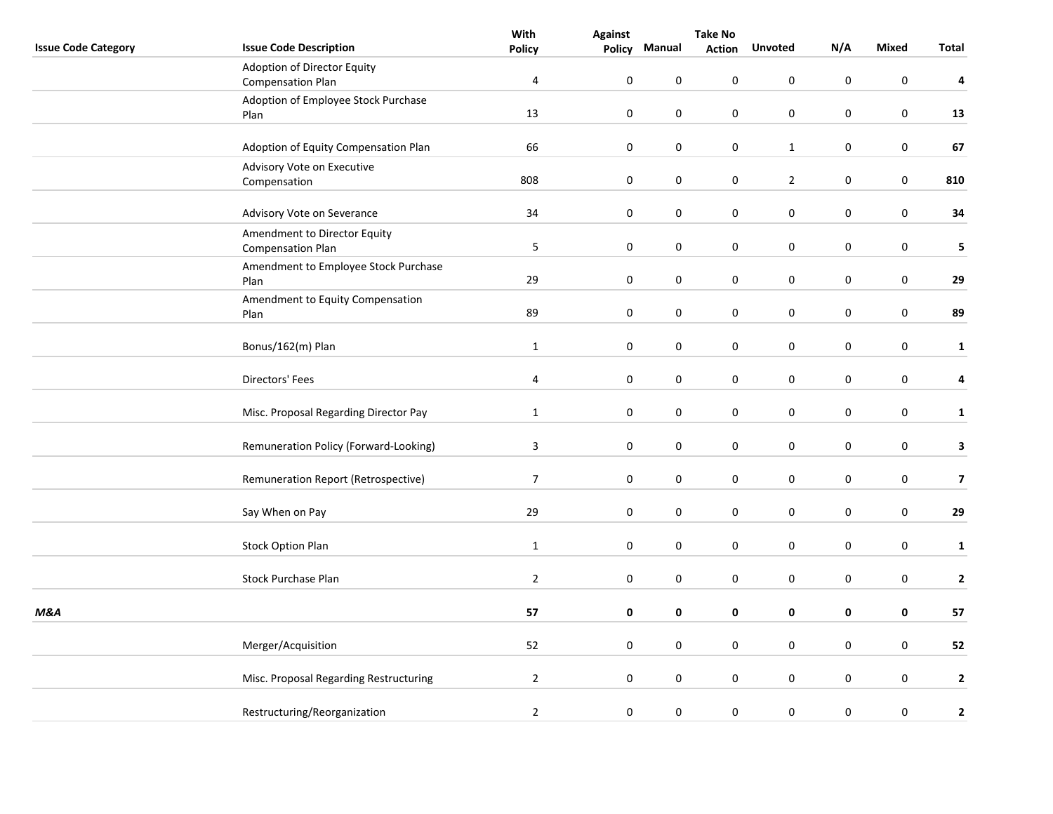| Issue Code Category | Issue Code Description | With Policy | Against Policy | Manual | Take No Action | Unvoted | N/A | Mixed | Total |
|---|---|---|---|---|---|---|---|---|---|
| | Adoption of Director Equity Compensation Plan | 4 | 0 | 0 | 0 | 0 | 0 | 0 | **4** |
| | Adoption of Employee Stock Purchase Plan | 13 | 0 | 0 | 0 | 0 | 0 | 0 | **13** |
| | Adoption of Equity Compensation Plan | 66 | 0 | 0 | 0 | 1 | 0 | 0 | **67** |
| | Advisory Vote on Executive Compensation | 808 | 0 | 0 | 0 | 2 | 0 | 0 | **810** |
| | Advisory Vote on Severance | 34 | 0 | 0 | 0 | 0 | 0 | 0 | **34** |
| | Amendment to Director Equity Compensation Plan | 5 | 0 | 0 | 0 | 0 | 0 | 0 | **5** |
| | Amendment to Employee Stock Purchase Plan | 29 | 0 | 0 | 0 | 0 | 0 | 0 | **29** |
| | Amendment to Equity Compensation Plan | 89 | 0 | 0 | 0 | 0 | 0 | 0 | **89** |
| | Bonus/162(m) Plan | 1 | 0 | 0 | 0 | 0 | 0 | 0 | **1** |
| | Directors' Fees | 4 | 0 | 0 | 0 | 0 | 0 | 0 | **4** |
| | Misc. Proposal Regarding Director Pay | 1 | 0 | 0 | 0 | 0 | 0 | 0 | **1** |
| | Remuneration Policy (Forward-Looking) | 3 | 0 | 0 | 0 | 0 | 0 | 0 | **3** |
| | Remuneration Report (Retrospective) | 7 | 0 | 0 | 0 | 0 | 0 | 0 | **7** |
| | Say When on Pay | 29 | 0 | 0 | 0 | 0 | 0 | 0 | **29** |
| | Stock Option Plan | 1 | 0 | 0 | 0 | 0 | 0 | 0 | **1** |
| | Stock Purchase Plan | 2 | 0 | 0 | 0 | 0 | 0 | 0 | **2** |
| ***M&A*** | | **57** | **0** | **0** | **0** | **0** | **0** | **0** | **57** |
| | Merger/Acquisition | 52 | 0 | 0 | 0 | 0 | 0 | 0 | **52** |
| | Misc. Proposal Regarding Restructuring | 2 | 0 | 0 | 0 | 0 | 0 | 0 | **2** |
| | Restructuring/Reorganization | 2 | 0 | 0 | 0 | 0 | 0 | 0 | **2** |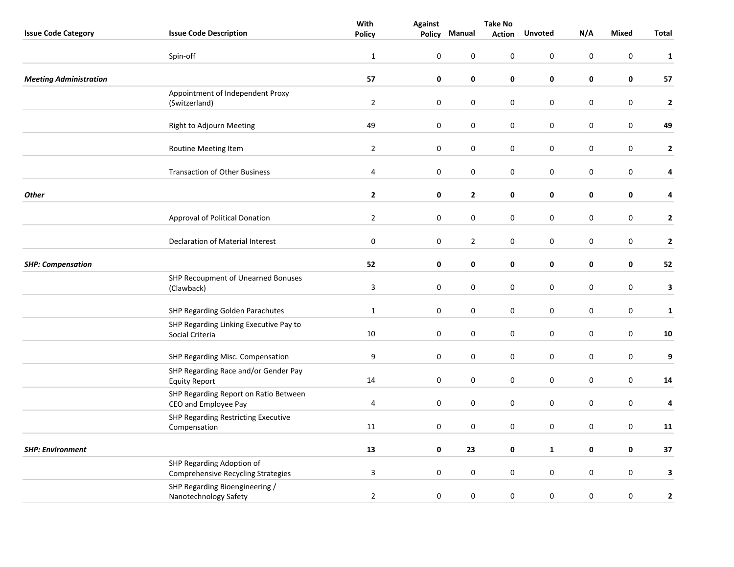| Issue Code Category | Issue Code Description | With Policy | Against Policy | Manual | Take No Action | Unvoted | N/A | Mixed | Total |
|---|---|---|---|---|---|---|---|---|---|
| | Spin-off | 1 | 0 | 0 | 0 | 0 | 0 | 0 | **1** |
| ***Meeting Administration*** | | **57** | **0** | **0** | **0** | **0** | **0** | **0** | **57** |
| | Appointment of Independent Proxy (Switzerland) | 2 | 0 | 0 | 0 | 0 | 0 | 0 | **2** |
| | Right to Adjourn Meeting | 49 | 0 | 0 | 0 | 0 | 0 | 0 | **49** |
| | Routine Meeting Item | 2 | 0 | 0 | 0 | 0 | 0 | 0 | **2** |
| | Transaction of Other Business | 4 | 0 | 0 | 0 | 0 | 0 | 0 | **4** |
| ***Other*** | | **2** | **0** | **2** | **0** | **0** | **0** | **0** | **4** |
| | Approval of Political Donation | 2 | 0 | 0 | 0 | 0 | 0 | 0 | **2** |
| | Declaration of Material Interest | 0 | 0 | 2 | 0 | 0 | 0 | 0 | **2** |
| ***SHP: Compensation*** | | **52** | **0** | **0** | **0** | **0** | **0** | **0** | **52** |
| | SHP Recoupment of Unearned Bonuses (Clawback) | 3 | 0 | 0 | 0 | 0 | 0 | 0 | **3** |
| | SHP Regarding Golden Parachutes | 1 | 0 | 0 | 0 | 0 | 0 | 0 | **1** |
| | SHP Regarding Linking Executive Pay to Social Criteria | 10 | 0 | 0 | 0 | 0 | 0 | 0 | **10** |
| | SHP Regarding Misc. Compensation | 9 | 0 | 0 | 0 | 0 | 0 | 0 | **9** |
| | SHP Regarding Race and/or Gender Pay Equity Report | 14 | 0 | 0 | 0 | 0 | 0 | 0 | **14** |
| | SHP Regarding Report on Ratio Between CEO and Employee Pay | 4 | 0 | 0 | 0 | 0 | 0 | 0 | **4** |
| | SHP Regarding Restricting Executive Compensation | 11 | 0 | 0 | 0 | 0 | 0 | 0 | **11** |
| ***SHP: Environment*** | | **13** | **0** | **23** | **0** | **1** | **0** | **0** | **37** |
| | SHP Regarding Adoption of Comprehensive Recycling Strategies | 3 | 0 | 0 | 0 | 0 | 0 | 0 | **3** |
| | SHP Regarding Bioengineering / Nanotechnology Safety | 2 | 0 | 0 | 0 | 0 | 0 | 0 | **2** |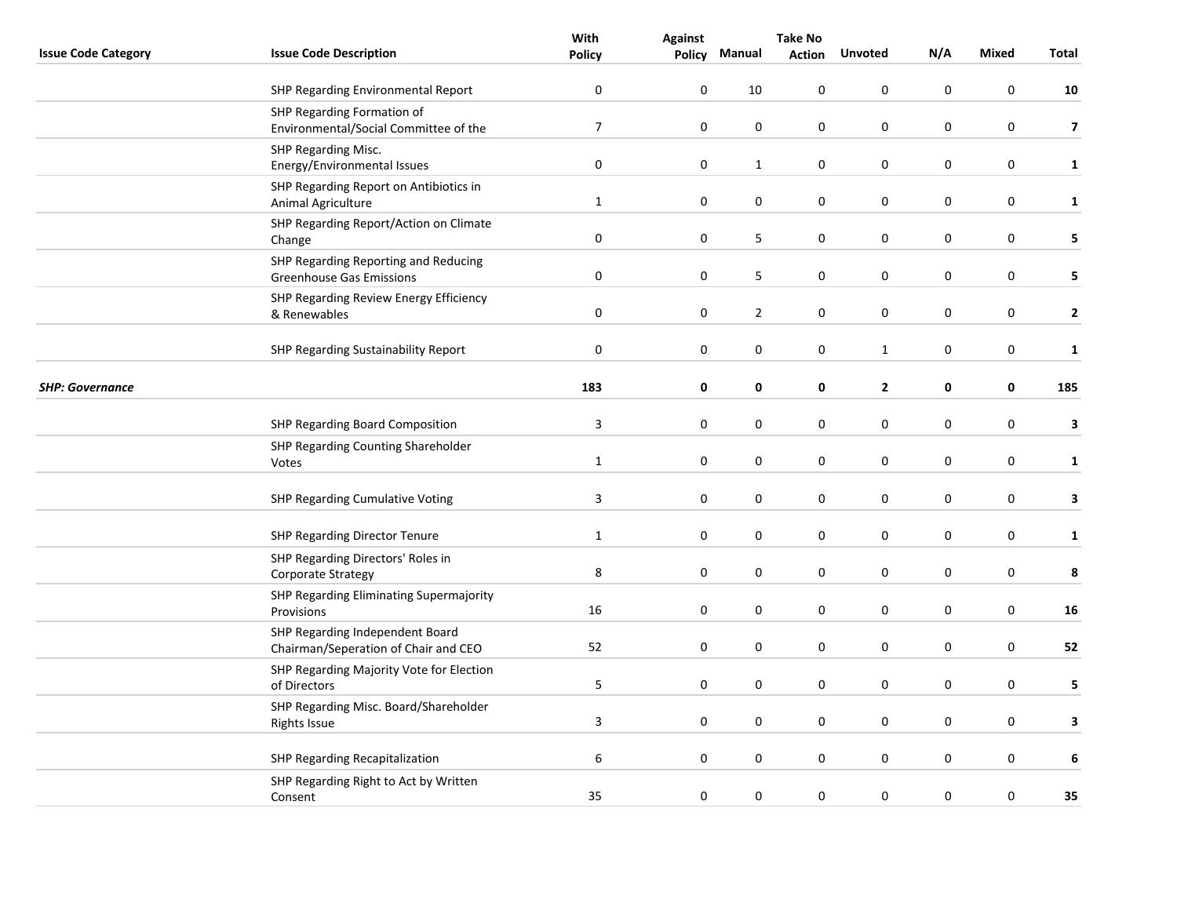| Issue Code Category | Issue Code Description | With Policy | Against Policy | Manual | Take No Action | Unvoted | N/A | Mixed | Total |
|---|---|---|---|---|---|---|---|---|---|
| | SHP Regarding Environmental Report | 0 | 0 | 10 | 0 | 0 | 0 | 0 | **10** |
| | SHP Regarding Formation of Environmental/Social Committee of the | 7 | 0 | 0 | 0 | 0 | 0 | 0 | **7** |
| | SHP Regarding Misc. Energy/Environmental Issues | 0 | 0 | 1 | 0 | 0 | 0 | 0 | **1** |
| | SHP Regarding Report on Antibiotics in Animal Agriculture | 1 | 0 | 0 | 0 | 0 | 0 | 0 | **1** |
| | SHP Regarding Report/Action on Climate Change | 0 | 0 | 5 | 0 | 0 | 0 | 0 | **5** |
| | SHP Regarding Reporting and Reducing Greenhouse Gas Emissions | 0 | 0 | 5 | 0 | 0 | 0 | 0 | **5** |
| | SHP Regarding Review Energy Efficiency & Renewables | 0 | 0 | 2 | 0 | 0 | 0 | 0 | **2** |
| | SHP Regarding Sustainability Report | 0 | 0 | 0 | 0 | 1 | 0 | 0 | **1** |
| ***SHP: Governance*** | | **183** | **0** | **0** | **0** | **2** | **0** | **0** | **185** |
| | SHP Regarding Board Composition | 3 | 0 | 0 | 0 | 0 | 0 | 0 | **3** |
| | SHP Regarding Counting Shareholder Votes | 1 | 0 | 0 | 0 | 0 | 0 | 0 | **1** |
| | SHP Regarding Cumulative Voting | 3 | 0 | 0 | 0 | 0 | 0 | 0 | **3** |
| | SHP Regarding Director Tenure | 1 | 0 | 0 | 0 | 0 | 0 | 0 | **1** |
| | SHP Regarding Directors' Roles in Corporate Strategy | 8 | 0 | 0 | 0 | 0 | 0 | 0 | **8** |
| | SHP Regarding Eliminating Supermajority Provisions | 16 | 0 | 0 | 0 | 0 | 0 | 0 | **16** |
| | SHP Regarding Independent Board Chairman/Seperation of Chair and CEO | 52 | 0 | 0 | 0 | 0 | 0 | 0 | **52** |
| | SHP Regarding Majority Vote for Election of Directors | 5 | 0 | 0 | 0 | 0 | 0 | 0 | **5** |
| | SHP Regarding Misc. Board/Shareholder Rights Issue | 3 | 0 | 0 | 0 | 0 | 0 | 0 | **3** |
| | SHP Regarding Recapitalization | 6 | 0 | 0 | 0 | 0 | 0 | 0 | **6** |
| | SHP Regarding Right to Act by Written Consent | 35 | 0 | 0 | 0 | 0 | 0 | 0 | **35** |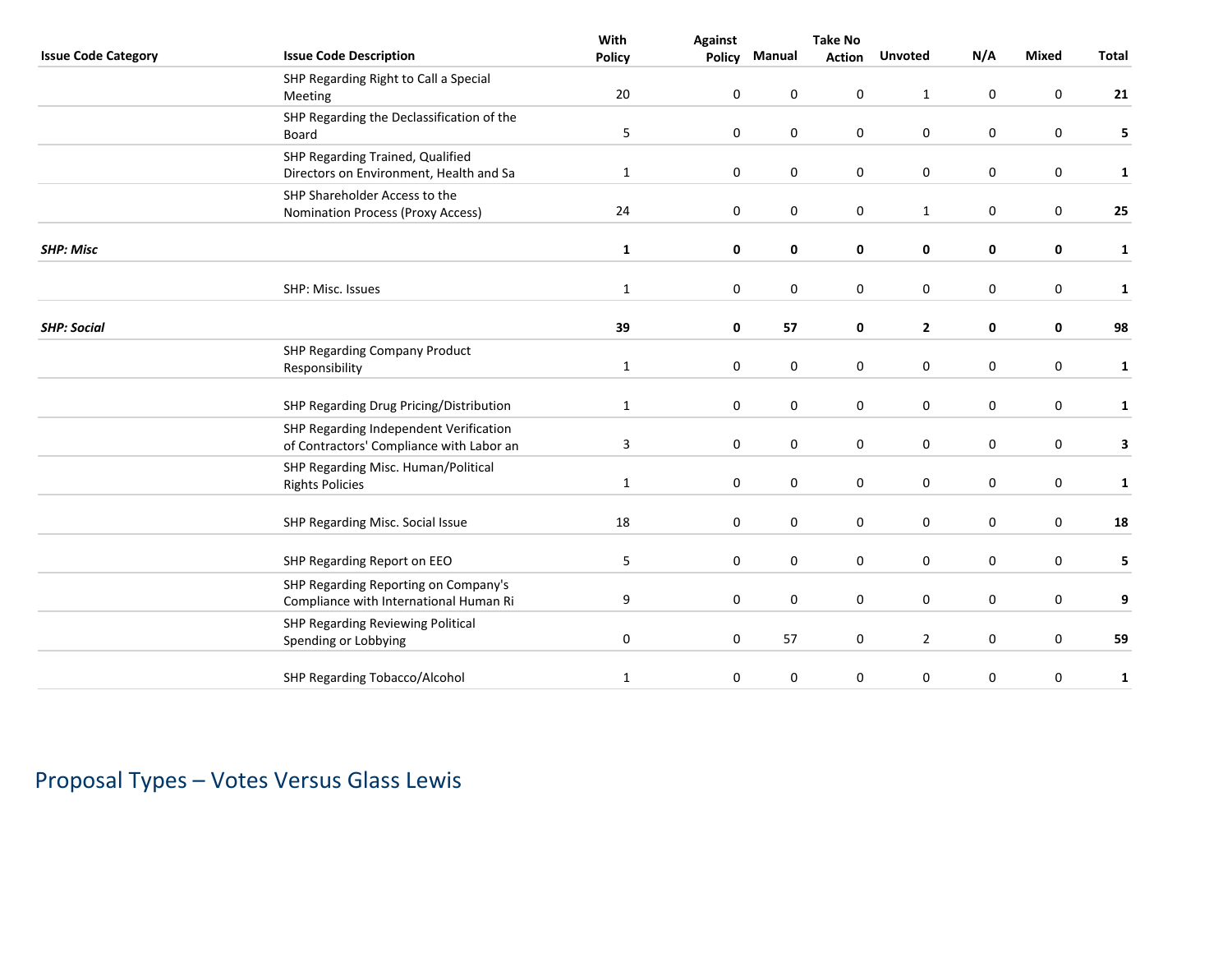| Issue Code Category | Issue Code Description | With Policy | Against Policy | Manual | Take No Action | Unvoted | N/A | Mixed | Total |
|---|---|---|---|---|---|---|---|---|---|
| | SHP Regarding Right to Call a Special Meeting | 20 | 0 | 0 | 0 | 1 | 0 | 0 | **21** |
| | SHP Regarding the Declassification of the Board | 5 | 0 | 0 | 0 | 0 | 0 | 0 | **5** |
| | SHP Regarding Trained, Qualified Directors on Environment, Health and Sa | 1 | 0 | 0 | 0 | 0 | 0 | 0 | **1** |
| | SHP Shareholder Access to the Nomination Process (Proxy Access) | 24 | 0 | 0 | 0 | 1 | 0 | 0 | **25** |
| ***SHP: Misc*** | | **1** | **0** | **0** | **0** | **0** | **0** | **0** | **1** |
| | SHP: Misc. Issues | 1 | 0 | 0 | 0 | 0 | 0 | 0 | **1** |
| ***SHP: Social*** | | **39** | **0** | **57** | **0** | **2** | **0** | **0** | **98** |
| | SHP Regarding Company Product Responsibility | 1 | 0 | 0 | 0 | 0 | 0 | 0 | **1** |
| | SHP Regarding Drug Pricing/Distribution | 1 | 0 | 0 | 0 | 0 | 0 | 0 | **1** |
| | SHP Regarding Independent Verification of Contractors' Compliance with Labor an | 3 | 0 | 0 | 0 | 0 | 0 | 0 | **3** |
| | SHP Regarding Misc. Human/Political Rights Policies | 1 | 0 | 0 | 0 | 0 | 0 | 0 | **1** |
| | SHP Regarding Misc. Social Issue | 18 | 0 | 0 | 0 | 0 | 0 | 0 | **18** |
| | SHP Regarding Report on EEO | 5 | 0 | 0 | 0 | 0 | 0 | 0 | **5** |
| | SHP Regarding Reporting on Company's Compliance with International Human Ri | 9 | 0 | 0 | 0 | 0 | 0 | 0 | **9** |
| | SHP Regarding Reviewing Political Spending or Lobbying | 0 | 0 | 57 | 0 | 2 | 0 | 0 | **59** |
| | SHP Regarding Tobacco/Alcohol | 1 | 0 | 0 | 0 | 0 | 0 | 0 | **1** |

## Proposal Types – Votes Versus Glass Lewis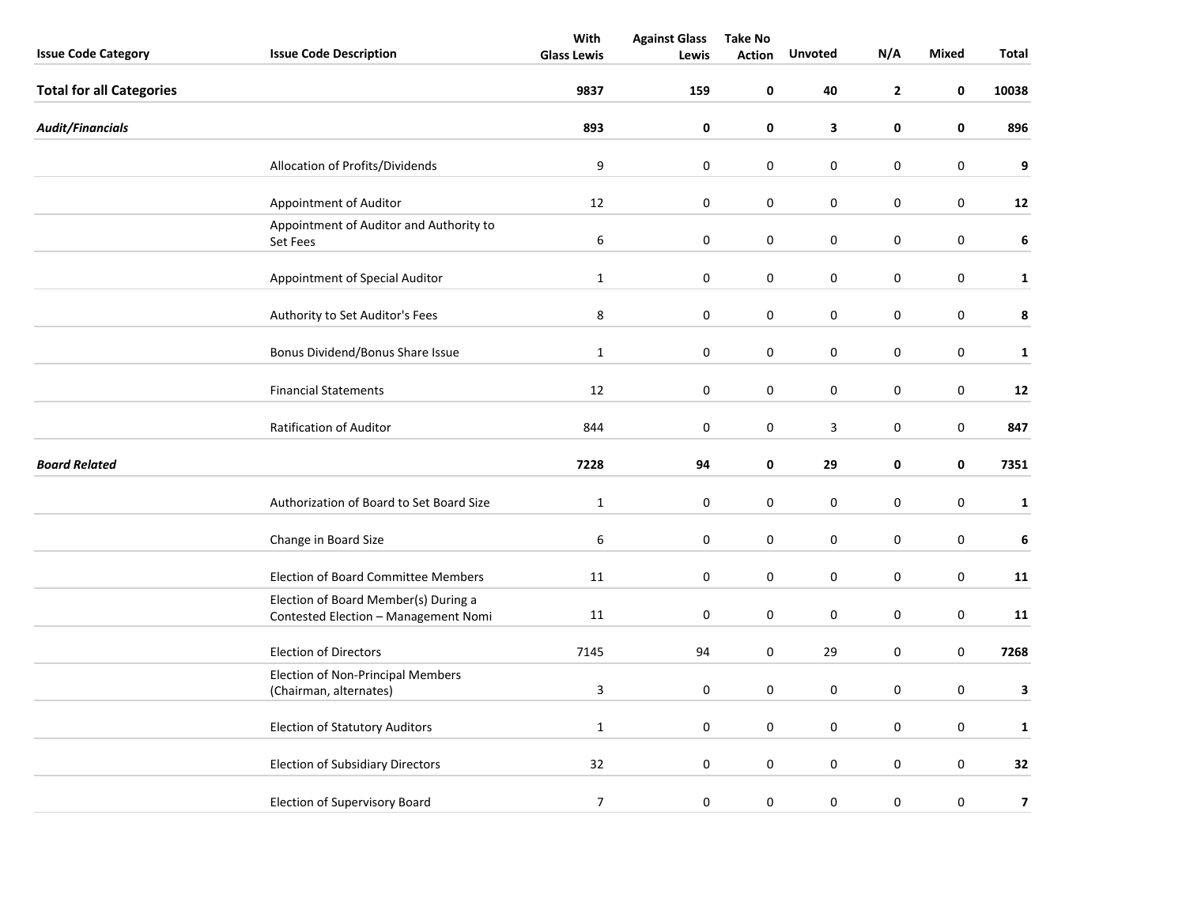| Issue Code Category | Issue Code Description | With Glass Lewis | Against Glass Lewis | Take No Action | Unvoted | N/A | Mixed | Total |
|---|---|---|---|---|---|---|---|---|
| **Total for all Categories** | | **9837** | **159** | **0** | **40** | **2** | **0** | **10038** |
| ***Audit/Financials*** | | **893** | **0** | **0** | **3** | **0** | **0** | **896** |
| | Allocation of Profits/Dividends | 9 | 0 | 0 | 0 | 0 | 0 | **9** |
| | Appointment of Auditor | 12 | 0 | 0 | 0 | 0 | 0 | **12** |
| | Appointment of Auditor and Authority to Set Fees | 6 | 0 | 0 | 0 | 0 | 0 | **6** |
| | Appointment of Special Auditor | 1 | 0 | 0 | 0 | 0 | 0 | **1** |
| | Authority to Set Auditor's Fees | 8 | 0 | 0 | 0 | 0 | 0 | **8** |
| | Bonus Dividend/Bonus Share Issue | 1 | 0 | 0 | 0 | 0 | 0 | **1** |
| | Financial Statements | 12 | 0 | 0 | 0 | 0 | 0 | **12** |
| | Ratification of Auditor | 844 | 0 | 0 | 3 | 0 | 0 | **847** |
| ***Board Related*** | | **7228** | **94** | **0** | **29** | **0** | **0** | **7351** |
| | Authorization of Board to Set Board Size | 1 | 0 | 0 | 0 | 0 | 0 | **1** |
| | Change in Board Size | 6 | 0 | 0 | 0 | 0 | 0 | **6** |
| | Election of Board Committee Members | 11 | 0 | 0 | 0 | 0 | 0 | **11** |
| | Election of Board Member(s) During a Contested Election – Management Nomi | 11 | 0 | 0 | 0 | 0 | 0 | **11** |
| | Election of Directors | 7145 | 94 | 0 | 29 | 0 | 0 | **7268** |
| | Election of Non-Principal Members (Chairman, alternates) | 3 | 0 | 0 | 0 | 0 | 0 | **3** |
| | Election of Statutory Auditors | 1 | 0 | 0 | 0 | 0 | 0 | **1** |
| | Election of Subsidiary Directors | 32 | 0 | 0 | 0 | 0 | 0 | **32** |
| | Election of Supervisory Board | 7 | 0 | 0 | 0 | 0 | 0 | **7** |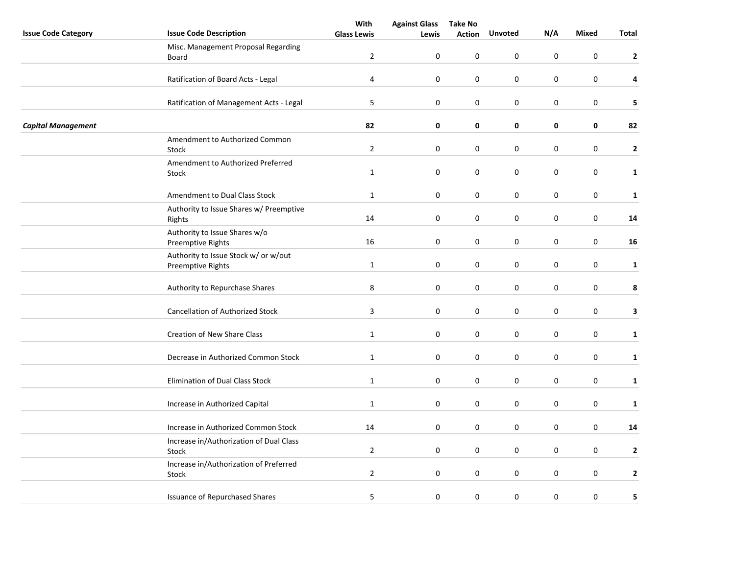| Issue Code Category | Issue Code Description | With Glass Lewis | Against Glass Lewis | Take No Action | Unvoted | N/A | Mixed | Total |
|---|---|---|---|---|---|---|---|---|
| | Misc. Management Proposal Regarding Board | 2 | 0 | 0 | 0 | 0 | 0 | **2** |
| | Ratification of Board Acts - Legal | 4 | 0 | 0 | 0 | 0 | 0 | **4** |
| | Ratification of Management Acts - Legal | 5 | 0 | 0 | 0 | 0 | 0 | **5** |
| ***Capital Management*** | | **82** | **0** | **0** | **0** | **0** | **0** | **82** |
| | Amendment to Authorized Common Stock | 2 | 0 | 0 | 0 | 0 | 0 | **2** |
| | Amendment to Authorized Preferred Stock | 1 | 0 | 0 | 0 | 0 | 0 | **1** |
| | Amendment to Dual Class Stock | 1 | 0 | 0 | 0 | 0 | 0 | **1** |
| | Authority to Issue Shares w/ Preemptive Rights | 14 | 0 | 0 | 0 | 0 | 0 | **14** |
| | Authority to Issue Shares w/o Preemptive Rights | 16 | 0 | 0 | 0 | 0 | 0 | **16** |
| | Authority to Issue Stock w/ or w/out Preemptive Rights | 1 | 0 | 0 | 0 | 0 | 0 | **1** |
| | Authority to Repurchase Shares | 8 | 0 | 0 | 0 | 0 | 0 | **8** |
| | Cancellation of Authorized Stock | 3 | 0 | 0 | 0 | 0 | 0 | **3** |
| | Creation of New Share Class | 1 | 0 | 0 | 0 | 0 | 0 | **1** |
| | Decrease in Authorized Common Stock | 1 | 0 | 0 | 0 | 0 | 0 | **1** |
| | Elimination of Dual Class Stock | 1 | 0 | 0 | 0 | 0 | 0 | **1** |
| | Increase in Authorized Capital | 1 | 0 | 0 | 0 | 0 | 0 | **1** |
| | Increase in Authorized Common Stock | 14 | 0 | 0 | 0 | 0 | 0 | **14** |
| | Increase in/Authorization of Dual Class Stock | 2 | 0 | 0 | 0 | 0 | 0 | **2** |
| | Increase in/Authorization of Preferred Stock | 2 | 0 | 0 | 0 | 0 | 0 | **2** |
| | Issuance of Repurchased Shares | 5 | 0 | 0 | 0 | 0 | 0 | **5** |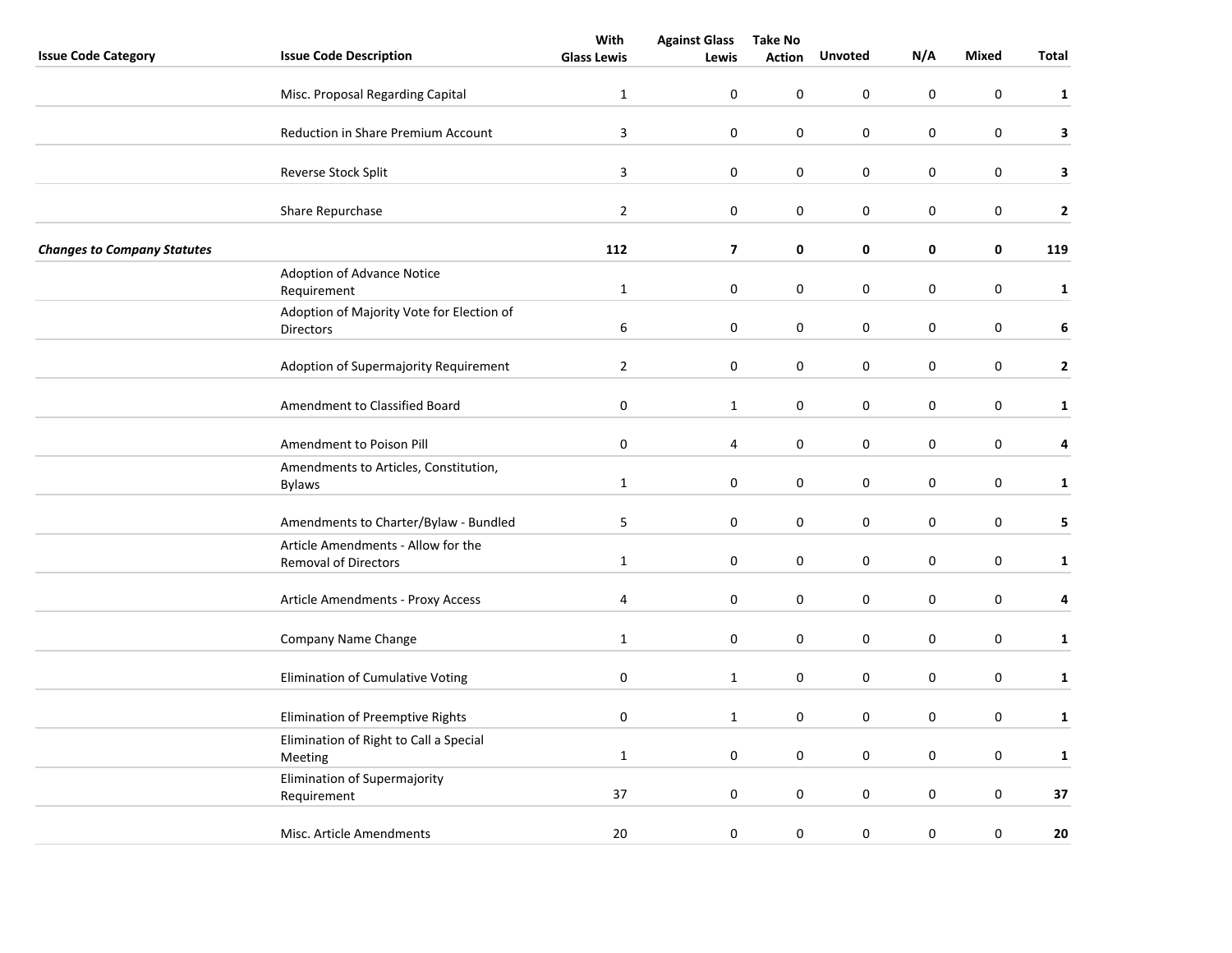| Issue Code Category | Issue Code Description | With Glass Lewis | Against Glass Lewis | Take No Action | Unvoted | N/A | Mixed | Total |
|---|---|---|---|---|---|---|---|---|
| | Misc. Proposal Regarding Capital | 1 | 0 | 0 | 0 | 0 | 0 | **1** |
| | Reduction in Share Premium Account | 3 | 0 | 0 | 0 | 0 | 0 | **3** |
| | Reverse Stock Split | 3 | 0 | 0 | 0 | 0 | 0 | **3** |
| | Share Repurchase | 2 | 0 | 0 | 0 | 0 | 0 | **2** |
| ***Changes to Company Statutes*** | | **112** | **7** | **0** | **0** | **0** | **0** | **119** |
| | Adoption of Advance Notice Requirement | 1 | 0 | 0 | 0 | 0 | 0 | **1** |
| | Adoption of Majority Vote for Election of Directors | 6 | 0 | 0 | 0 | 0 | 0 | **6** |
| | Adoption of Supermajority Requirement | 2 | 0 | 0 | 0 | 0 | 0 | **2** |
| | Amendment to Classified Board | 0 | 1 | 0 | 0 | 0 | 0 | **1** |
| | Amendment to Poison Pill | 0 | 4 | 0 | 0 | 0 | 0 | **4** |
| | Amendments to Articles, Constitution, Bylaws | 1 | 0 | 0 | 0 | 0 | 0 | **1** |
| | Amendments to Charter/Bylaw - Bundled | 5 | 0 | 0 | 0 | 0 | 0 | **5** |
| | Article Amendments - Allow for the Removal of Directors | 1 | 0 | 0 | 0 | 0 | 0 | **1** |
| | Article Amendments - Proxy Access | 4 | 0 | 0 | 0 | 0 | 0 | **4** |
| | Company Name Change | 1 | 0 | 0 | 0 | 0 | 0 | **1** |
| | Elimination of Cumulative Voting | 0 | 1 | 0 | 0 | 0 | 0 | **1** |
| | Elimination of Preemptive Rights | 0 | 1 | 0 | 0 | 0 | 0 | **1** |
| | Elimination of Right to Call a Special Meeting | 1 | 0 | 0 | 0 | 0 | 0 | **1** |
| | Elimination of Supermajority Requirement | 37 | 0 | 0 | 0 | 0 | 0 | **37** |
| | Misc. Article Amendments | 20 | 0 | 0 | 0 | 0 | 0 | **20** |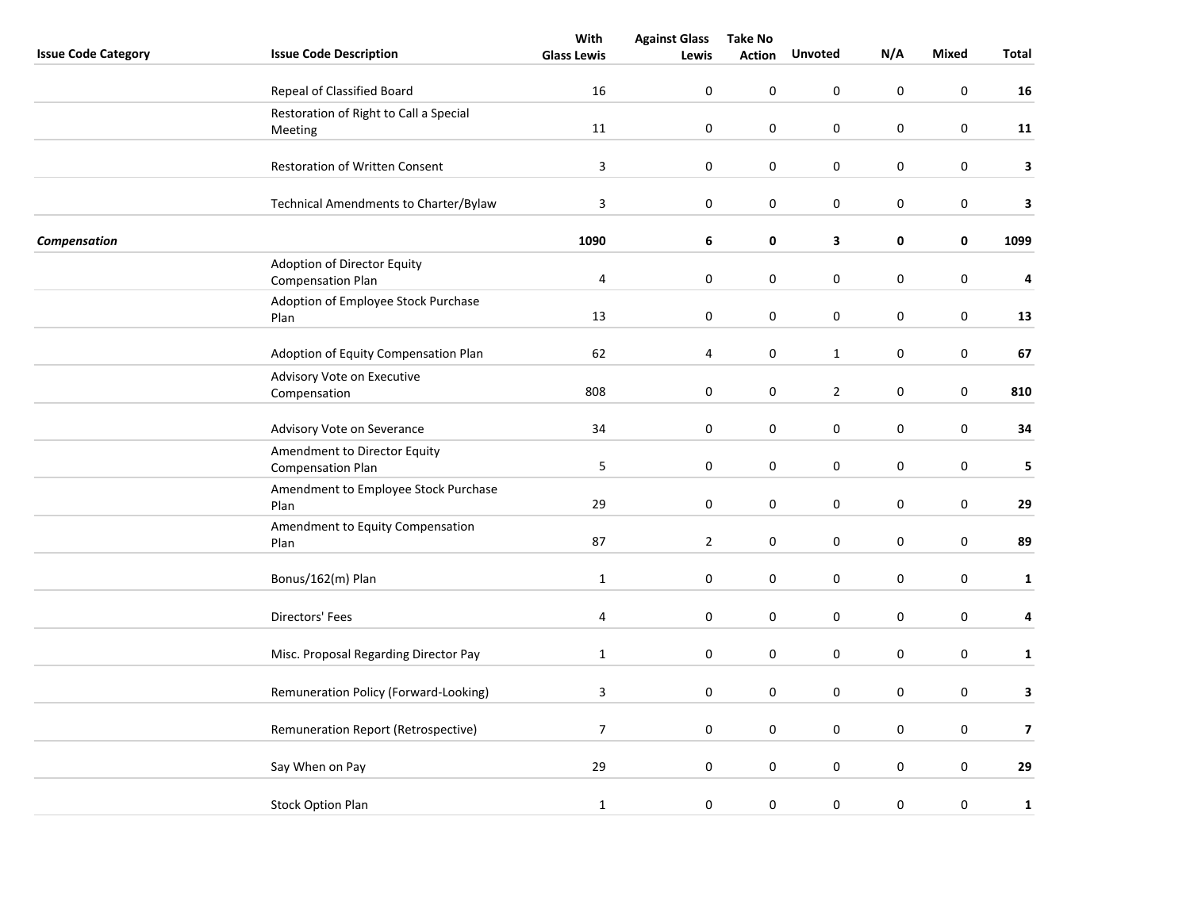| Issue Code Category | Issue Code Description | With Glass Lewis | Against Glass Lewis | Take No Action | Unvoted | N/A | Mixed | Total |
|---|---|---|---|---|---|---|---|---|
| | Repeal of Classified Board | 16 | 0 | 0 | 0 | 0 | 0 | **16** |
| | Restoration of Right to Call a Special Meeting | 11 | 0 | 0 | 0 | 0 | 0 | **11** |
| | Restoration of Written Consent | 3 | 0 | 0 | 0 | 0 | 0 | **3** |
| | Technical Amendments to Charter/Bylaw | 3 | 0 | 0 | 0 | 0 | 0 | **3** |
| ***Compensation*** | | **1090** | **6** | **0** | **3** | **0** | **0** | **1099** |
| | Adoption of Director Equity Compensation Plan | 4 | 0 | 0 | 0 | 0 | 0 | **4** |
| | Adoption of Employee Stock Purchase Plan | 13 | 0 | 0 | 0 | 0 | 0 | **13** |
| | Adoption of Equity Compensation Plan | 62 | 4 | 0 | 1 | 0 | 0 | **67** |
| | Advisory Vote on Executive Compensation | 808 | 0 | 0 | 2 | 0 | 0 | **810** |
| | Advisory Vote on Severance | 34 | 0 | 0 | 0 | 0 | 0 | **34** |
| | Amendment to Director Equity Compensation Plan | 5 | 0 | 0 | 0 | 0 | 0 | **5** |
| | Amendment to Employee Stock Purchase Plan | 29 | 0 | 0 | 0 | 0 | 0 | **29** |
| | Amendment to Equity Compensation Plan | 87 | 2 | 0 | 0 | 0 | 0 | **89** |
| | Bonus/162(m) Plan | 1 | 0 | 0 | 0 | 0 | 0 | **1** |
| | Directors' Fees | 4 | 0 | 0 | 0 | 0 | 0 | **4** |
| | Misc. Proposal Regarding Director Pay | 1 | 0 | 0 | 0 | 0 | 0 | **1** |
| | Remuneration Policy (Forward-Looking) | 3 | 0 | 0 | 0 | 0 | 0 | **3** |
| | Remuneration Report (Retrospective) | 7 | 0 | 0 | 0 | 0 | 0 | **7** |
| | Say When on Pay | 29 | 0 | 0 | 0 | 0 | 0 | **29** |
| | Stock Option Plan | 1 | 0 | 0 | 0 | 0 | 0 | **1** |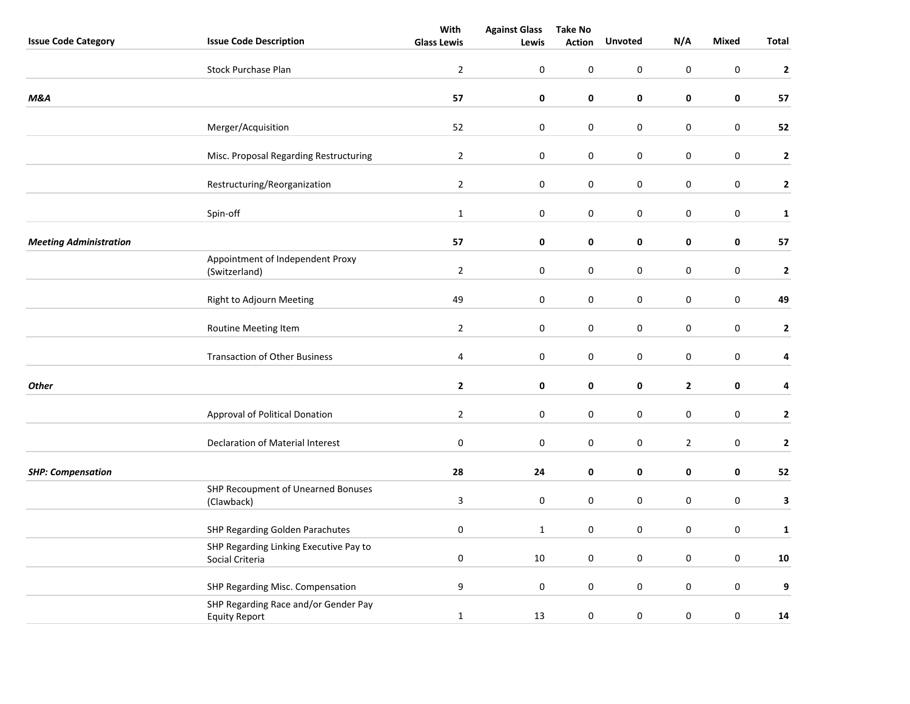| Issue Code Category | Issue Code Description | With Glass Lewis | Against Glass Lewis | Take No Action | Unvoted | N/A | Mixed | Total |
|---|---|---|---|---|---|---|---|---|
| | Stock Purchase Plan | 2 | 0 | 0 | 0 | 0 | 0 | **2** |
| ***M&A*** | | **57** | **0** | **0** | **0** | **0** | **0** | **57** |
| | Merger/Acquisition | 52 | 0 | 0 | 0 | 0 | 0 | **52** |
| | Misc. Proposal Regarding Restructuring | 2 | 0 | 0 | 0 | 0 | 0 | **2** |
| | Restructuring/Reorganization | 2 | 0 | 0 | 0 | 0 | 0 | **2** |
| | Spin-off | 1 | 0 | 0 | 0 | 0 | 0 | **1** |
| ***Meeting Administration*** | | **57** | **0** | **0** | **0** | **0** | **0** | **57** |
| | Appointment of Independent Proxy (Switzerland) | 2 | 0 | 0 | 0 | 0 | 0 | **2** |
| | Right to Adjourn Meeting | 49 | 0 | 0 | 0 | 0 | 0 | **49** |
| | Routine Meeting Item | 2 | 0 | 0 | 0 | 0 | 0 | **2** |
| | Transaction of Other Business | 4 | 0 | 0 | 0 | 0 | 0 | **4** |
| ***Other*** | | **2** | **0** | **0** | **0** | **2** | **0** | **4** |
| | Approval of Political Donation | 2 | 0 | 0 | 0 | 0 | 0 | **2** |
| | Declaration of Material Interest | 0 | 0 | 0 | 0 | 2 | 0 | **2** |
| ***SHP: Compensation*** | | **28** | **24** | **0** | **0** | **0** | **0** | **52** |
| | SHP Recoupment of Unearned Bonuses (Clawback) | 3 | 0 | 0 | 0 | 0 | 0 | **3** |
| | SHP Regarding Golden Parachutes | 0 | 1 | 0 | 0 | 0 | 0 | **1** |
| | SHP Regarding Linking Executive Pay to Social Criteria | 0 | 10 | 0 | 0 | 0 | 0 | **10** |
| | SHP Regarding Misc. Compensation | 9 | 0 | 0 | 0 | 0 | 0 | **9** |
| | SHP Regarding Race and/or Gender Pay Equity Report | 1 | 13 | 0 | 0 | 0 | 0 | **14** |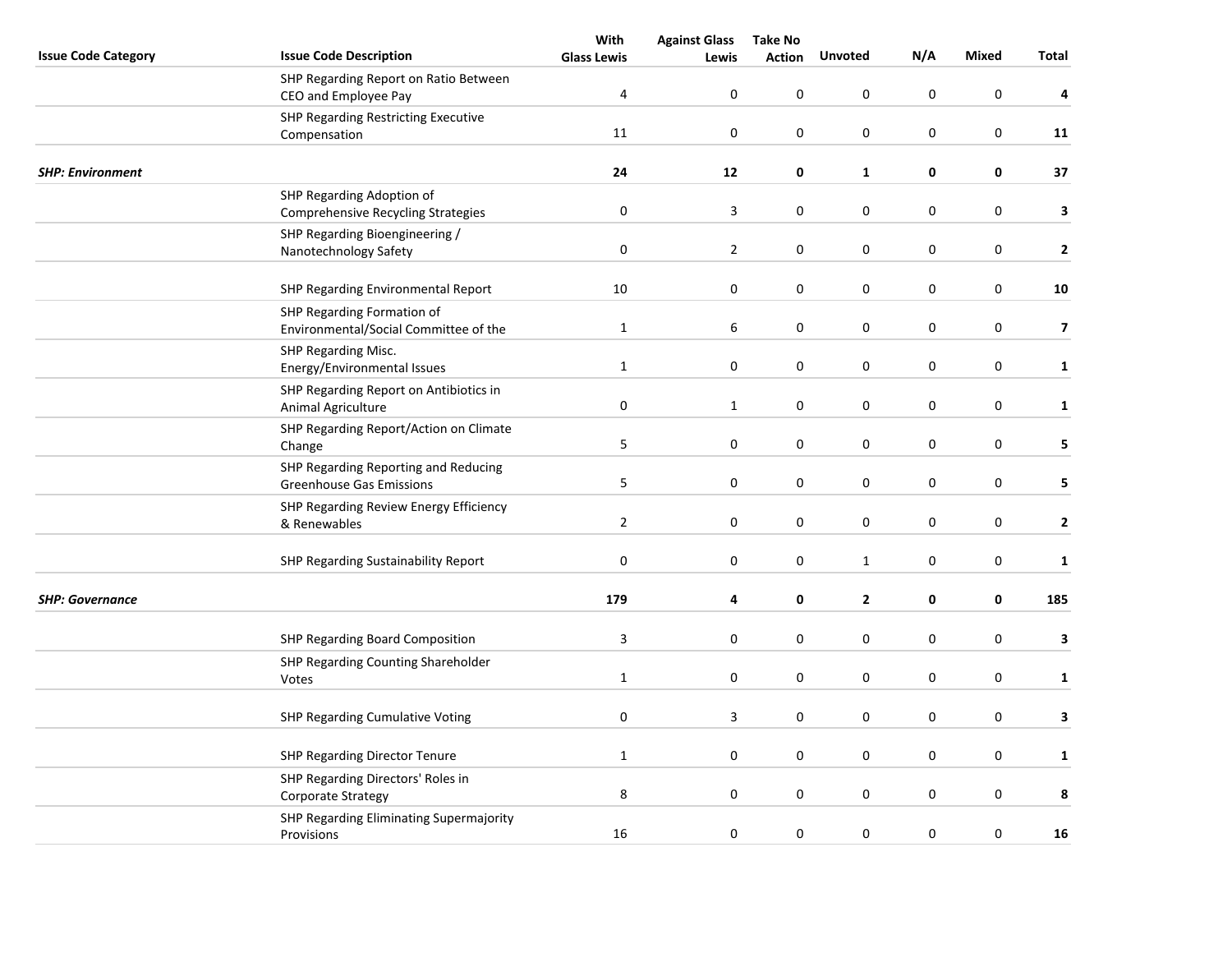| Issue Code Category | Issue Code Description | With Glass Lewis | Against Glass Lewis | Take No Action | Unvoted | N/A | Mixed | Total |
|---|---|---|---|---|---|---|---|---|
| | SHP Regarding Report on Ratio Between CEO and Employee Pay | 4 | 0 | 0 | 0 | 0 | 0 | **4** |
| | SHP Regarding Restricting Executive Compensation | 11 | 0 | 0 | 0 | 0 | 0 | **11** |
| ***SHP: Environment*** | | **24** | **12** | **0** | **1** | **0** | **0** | **37** |
| | SHP Regarding Adoption of Comprehensive Recycling Strategies | 0 | 3 | 0 | 0 | 0 | 0 | **3** |
| | SHP Regarding Bioengineering / Nanotechnology Safety | 0 | 2 | 0 | 0 | 0 | 0 | **2** |
| | SHP Regarding Environmental Report | 10 | 0 | 0 | 0 | 0 | 0 | **10** |
| | SHP Regarding Formation of Environmental/Social Committee of the | 1 | 6 | 0 | 0 | 0 | 0 | **7** |
| | SHP Regarding Misc. Energy/Environmental Issues | 1 | 0 | 0 | 0 | 0 | 0 | **1** |
| | SHP Regarding Report on Antibiotics in Animal Agriculture | 0 | 1 | 0 | 0 | 0 | 0 | **1** |
| | SHP Regarding Report/Action on Climate Change | 5 | 0 | 0 | 0 | 0 | 0 | **5** |
| | SHP Regarding Reporting and Reducing Greenhouse Gas Emissions | 5 | 0 | 0 | 0 | 0 | 0 | **5** |
| | SHP Regarding Review Energy Efficiency & Renewables | 2 | 0 | 0 | 0 | 0 | 0 | **2** |
| | SHP Regarding Sustainability Report | 0 | 0 | 0 | 1 | 0 | 0 | **1** |
| ***SHP: Governance*** | | **179** | **4** | **0** | **2** | **0** | **0** | **185** |
| | SHP Regarding Board Composition | 3 | 0 | 0 | 0 | 0 | 0 | **3** |
| | SHP Regarding Counting Shareholder Votes | 1 | 0 | 0 | 0 | 0 | 0 | **1** |
| | SHP Regarding Cumulative Voting | 0 | 3 | 0 | 0 | 0 | 0 | **3** |
| | SHP Regarding Director Tenure | 1 | 0 | 0 | 0 | 0 | 0 | **1** |
| | SHP Regarding Directors' Roles in Corporate Strategy | 8 | 0 | 0 | 0 | 0 | 0 | **8** |
| | SHP Regarding Eliminating Supermajority Provisions | 16 | 0 | 0 | 0 | 0 | 0 | **16** |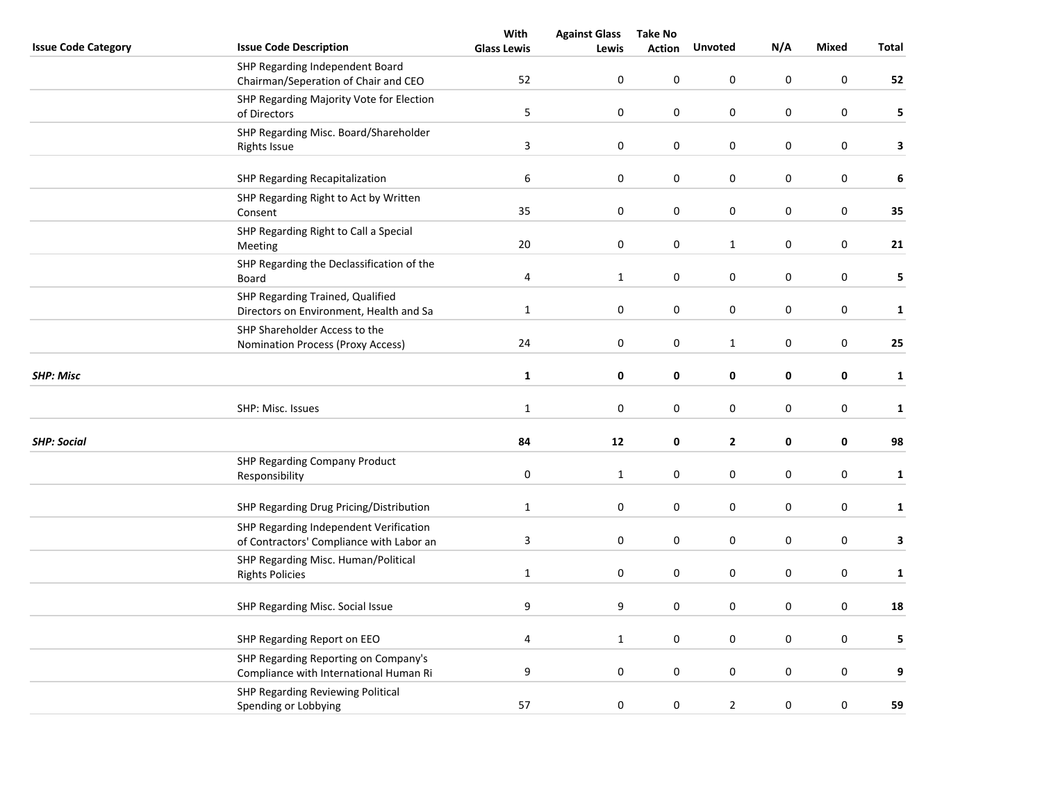| Issue Code Category | Issue Code Description | With Glass Lewis | Against Glass Lewis | Take No Action | Unvoted | N/A | Mixed | Total |
|---|---|---|---|---|---|---|---|---|
| | SHP Regarding Independent Board Chairman/Seperation of Chair and CEO | 52 | 0 | 0 | 0 | 0 | 0 | **52** |
| | SHP Regarding Majority Vote for Election of Directors | 5 | 0 | 0 | 0 | 0 | 0 | **5** |
| | SHP Regarding Misc. Board/Shareholder Rights Issue | 3 | 0 | 0 | 0 | 0 | 0 | **3** |
| | SHP Regarding Recapitalization | 6 | 0 | 0 | 0 | 0 | 0 | **6** |
| | SHP Regarding Right to Act by Written Consent | 35 | 0 | 0 | 0 | 0 | 0 | **35** |
| | SHP Regarding Right to Call a Special Meeting | 20 | 0 | 0 | 1 | 0 | 0 | **21** |
| | SHP Regarding the Declassification of the Board | 4 | 1 | 0 | 0 | 0 | 0 | **5** |
| | SHP Regarding Trained, Qualified Directors on Environment, Health and Sa | 1 | 0 | 0 | 0 | 0 | 0 | **1** |
| | SHP Shareholder Access to the Nomination Process (Proxy Access) | 24 | 0 | 0 | 1 | 0 | 0 | **25** |
| ***SHP: Misc*** | | **1** | **0** | **0** | **0** | **0** | **0** | **1** |
| | SHP: Misc. Issues | 1 | 0 | 0 | 0 | 0 | 0 | **1** |
| ***SHP: Social*** | | **84** | **12** | **0** | **2** | **0** | **0** | **98** |
| | SHP Regarding Company Product Responsibility | 0 | 1 | 0 | 0 | 0 | 0 | **1** |
| | SHP Regarding Drug Pricing/Distribution | 1 | 0 | 0 | 0 | 0 | 0 | **1** |
| | SHP Regarding Independent Verification of Contractors' Compliance with Labor an | 3 | 0 | 0 | 0 | 0 | 0 | **3** |
| | SHP Regarding Misc. Human/Political Rights Policies | 1 | 0 | 0 | 0 | 0 | 0 | **1** |
| | SHP Regarding Misc. Social Issue | 9 | 9 | 0 | 0 | 0 | 0 | **18** |
| | SHP Regarding Report on EEO | 4 | 1 | 0 | 0 | 0 | 0 | **5** |
| | SHP Regarding Reporting on Company's Compliance with International Human Ri | 9 | 0 | 0 | 0 | 0 | 0 | **9** |
| | SHP Regarding Reviewing Political Spending or Lobbying | 57 | 0 | 0 | 2 | 0 | 0 | **59** |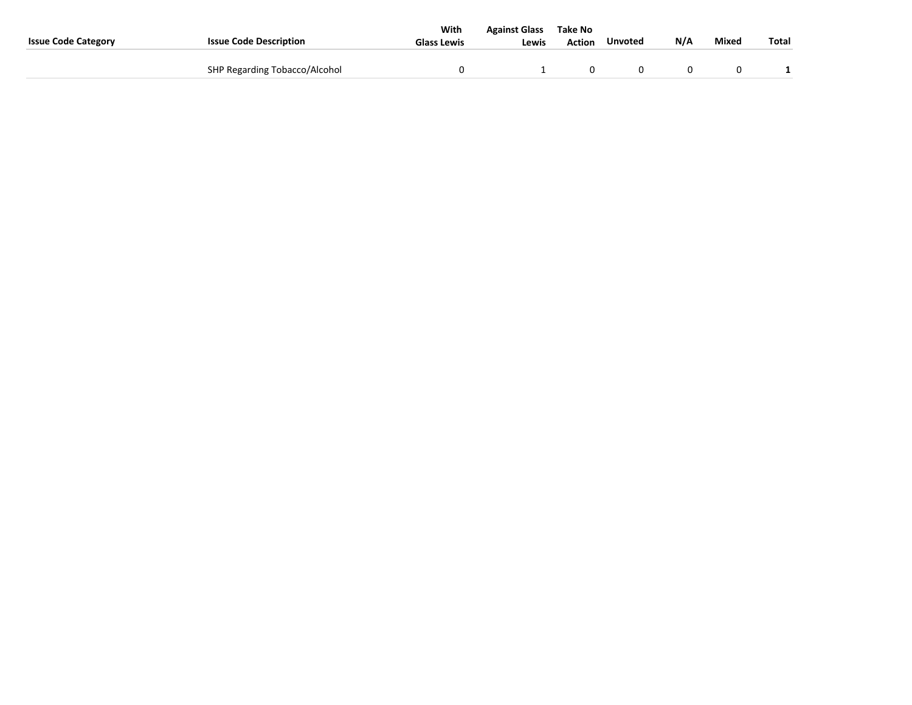| Issue Code Category | Issue Code Description | With Glass Lewis | Against Glass Lewis | Take No Action | Unvoted | N/A | Mixed | Total |
|---|---|---|---|---|---|---|---|---|
| | SHP Regarding Tobacco/Alcohol | 0 | 1 | 0 | 0 | 0 | 0 | **1** |